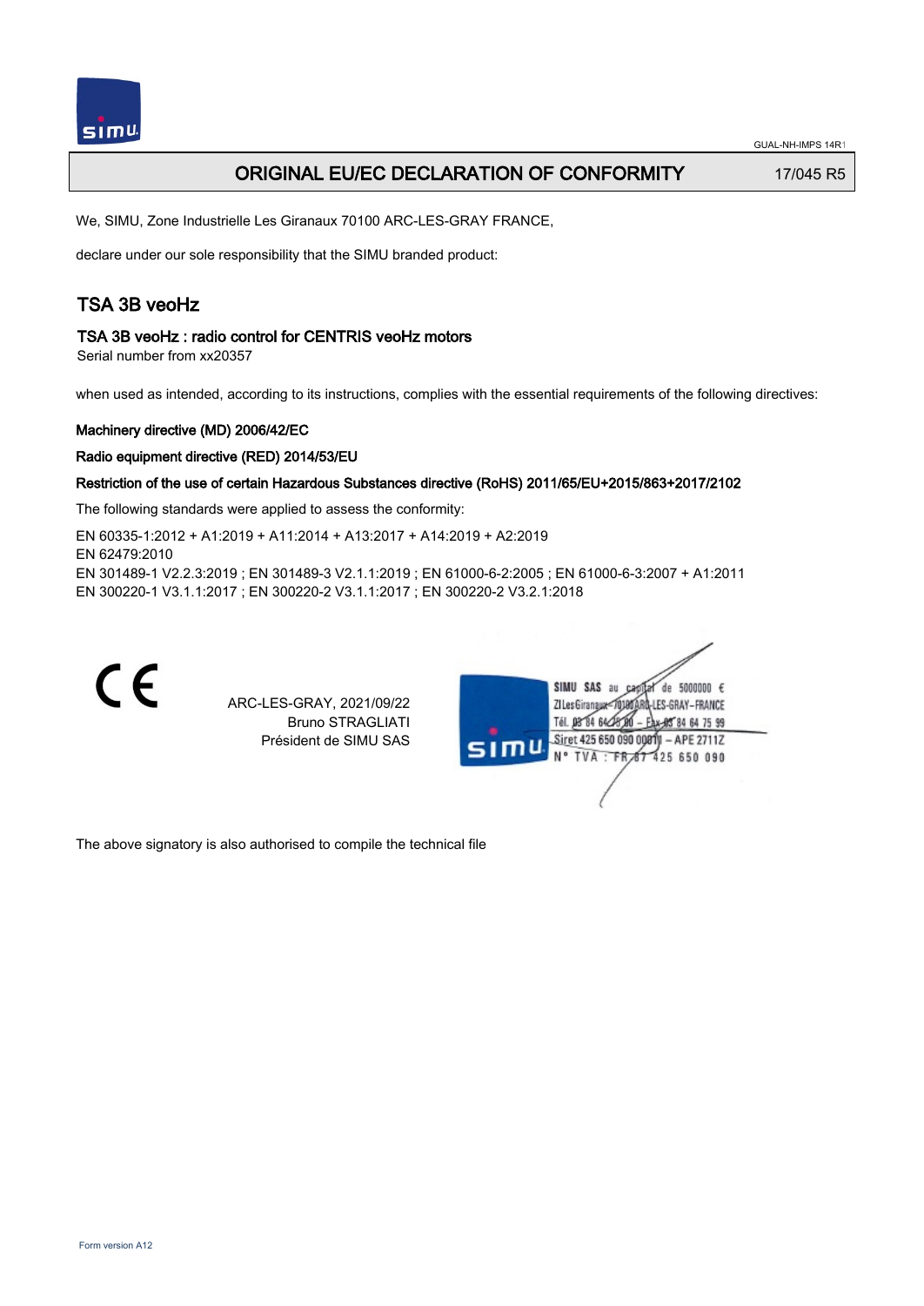GUAL-NH-IMPS 14R1

# ORIGINAL EU/EC DECLARATION OF CONFORMITY

17/045 R5

We, SIMU, Zone Industrielle Les Giranaux 70100 ARC-LES-GRAY FRANCE,

declare under our sole responsibility that the SIMU branded product:

## TSA 3B veoHz

### TSA 3B veoHz : radio control for CENTRIS veoHz motors

Serial number from xx20357

when used as intended, according to its instructions, complies with the essential requirements of the following directives:

**Machinery directive (MD) 2006/42/EC**

**Radio equipment directive (RED) 2014/53/EU**

**Restriction of the use of certain Hazardous Substances directive (RoHS) 2011/65/EU+2015/863+2017/2102**

The following standards were applied to assess the conformity:

EN 60335-1:2012 + A1:2019 + A11:2014 + A13:2017 + A14:2019 + A2:2019
EN 62479:2010
EN 301489-1 V2.2.3:2019 ; EN 301489-3 V2.1.1:2019 ; EN 61000-6-2:2005 ; EN 61000-6-3:2007 + A1:2011
EN 300220-1 V3.1.1:2017 ; EN 300220-2 V3.1.1:2017 ; EN 300220-2 V3.2.1:2018

CE

ARC-LES-GRAY, 2021/09/22
Bruno STRAGLIATI
Président de SIMU SAS

SIMU SAS au capital de 5000000 €
ZI Les Giranaux 70100 ARC-LES-GRAY-FRANCE
Tél. 03 84 64 75 00 – Fax 03 84 64 75 99
Siret 425 650 090 00011 – APE 2711Z
N° TVA : FR 87 425 650 090

The above signatory is also authorised to compile the technical file

Form version A12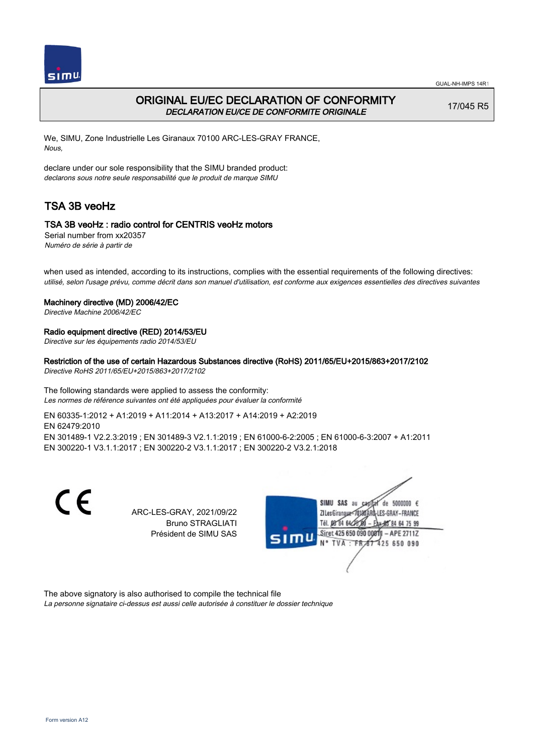# ORIGINAL EU/EC DECLARATION OF CONFORMITY
*DECLARATION EU/CE DE CONFORMITE ORIGINALE*

17/045 R5

We, SIMU, Zone Industrielle Les Giranaux 70100 ARC-LES-GRAY FRANCE,
*Nous,*

declare under our sole responsibility that the SIMU branded product:
*declarons sous notre seule responsabilité que le produit de marque SIMU*

## TSA 3B veoHz

### TSA 3B veoHz : radio control for CENTRIS veoHz motors

Serial number from xx20357
*Numéro de série à partir de*

when used as intended, according to its instructions, complies with the essential requirements of the following directives:
*utilisé, selon l'usage prévu, comme décrit dans son manuel d'utilisation, est conforme aux exigences essentielles des directives suivantes*

**Machinery directive (MD) 2006/42/EC**
*Directive Machine 2006/42/EC*

**Radio equipment directive (RED) 2014/53/EU**
*Directive sur les équipements radio 2014/53/EU*

**Restriction of the use of certain Hazardous Substances directive (RoHS) 2011/65/EU+2015/863+2017/2102**
*Directive RoHS 2011/65/EU+2015/863+2017/2102*

The following standards were applied to assess the conformity:
*Les normes de référence suivantes ont été appliquées pour évaluer la conformité*

EN 60335-1:2012 + A1:2019 + A11:2014 + A13:2017 + A14:2019 + A2:2019
EN 62479:2010
EN 301489-1 V2.2.3:2019 ; EN 301489-3 V2.1.1:2019 ; EN 61000-6-2:2005 ; EN 61000-6-3:2007 + A1:2011
EN 300220-1 V3.1.1:2017 ; EN 300220-2 V3.1.1:2017 ; EN 300220-2 V3.2.1:2018

CE

ARC-LES-GRAY, 2021/09/22
Bruno STRAGLIATI
Président de SIMU SAS

SIMU SAS au capital de 5000000 €
ZI Les Giranaux 70100 ARC-LES-GRAY-FRANCE
Tél. 03 84 64 75 00 – Fax 03 84 64 75 99
Siret 425 650 090 00811 – APE 2711Z
N° TVA : FR 67 425 650 090

The above signatory is also authorised to compile the technical file
*La personne signataire ci-dessus est aussi celle autorisée à constituer le dossier technique*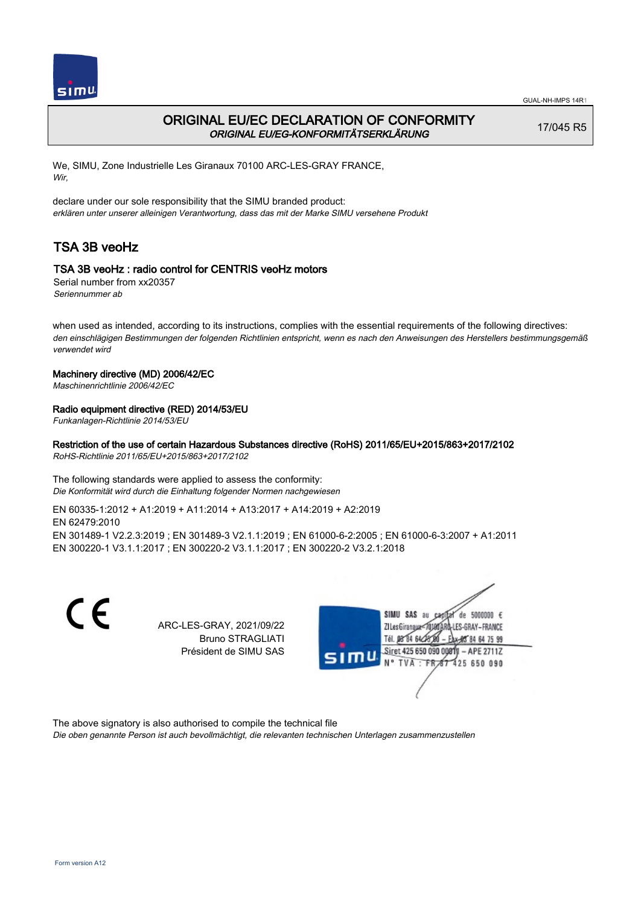# ORIGINAL EU/EC DECLARATION OF CONFORMITY
*ORIGINAL EU/EG-KONFORMITÄTSERKLÄRUNG*

17/045 R5

We, SIMU, Zone Industrielle Les Giranaux 70100 ARC-LES-GRAY FRANCE,
*Wir,*

declare under our sole responsibility that the SIMU branded product:
*erklären unter unserer alleinigen Verantwortung, dass das mit der Marke SIMU versehene Produkt*

## TSA 3B veoHz

### TSA 3B veoHz : radio control for CENTRIS veoHz motors

Serial number from xx20357
*Seriennummer ab*

when used as intended, according to its instructions, complies with the essential requirements of the following directives:
*den einschlägigen Bestimmungen der folgenden Richtlinien entspricht, wenn es nach den Anweisungen des Herstellers bestimmungsgemäß verwendet wird*

**Machinery directive (MD) 2006/42/EC**
*Maschinenrichtlinie 2006/42/EC*

**Radio equipment directive (RED) 2014/53/EU**
*Funkanlagen-Richtlinie 2014/53/EU*

**Restriction of the use of certain Hazardous Substances directive (RoHS) 2011/65/EU+2015/863+2017/2102**
*RoHS-Richtlinie 2011/65/EU+2015/863+2017/2102*

The following standards were applied to assess the conformity:
*Die Konformität wird durch die Einhaltung folgender Normen nachgewiesen*

EN 60335-1:2012 + A1:2019 + A11:2014 + A13:2017 + A14:2019 + A2:2019
EN 62479:2010
EN 301489-1 V2.2.3:2019 ; EN 301489-3 V2.1.1:2019 ; EN 61000-6-2:2005 ; EN 61000-6-3:2007 + A1:2011
EN 300220-1 V3.1.1:2017 ; EN 300220-2 V3.1.1:2017 ; EN 300220-2 V3.2.1:2018

CE

ARC-LES-GRAY, 2021/09/22
Bruno STRAGLIATI
Président de SIMU SAS

SIMU SAS au capital de 5000000 €
ZI Les Giranaux 70100 ARC-LES-GRAY-FRANCE
Tél. 03 84 64 75 00 – Fax 03 84 64 75 99
Siret 425 650 090 00011 – APE 2711Z
N° TVA : FR 87 425 650 090

The above signatory is also authorised to compile the technical file
*Die oben genannte Person ist auch bevollmächtigt, die relevanten technischen Unterlagen zusammenzustellen*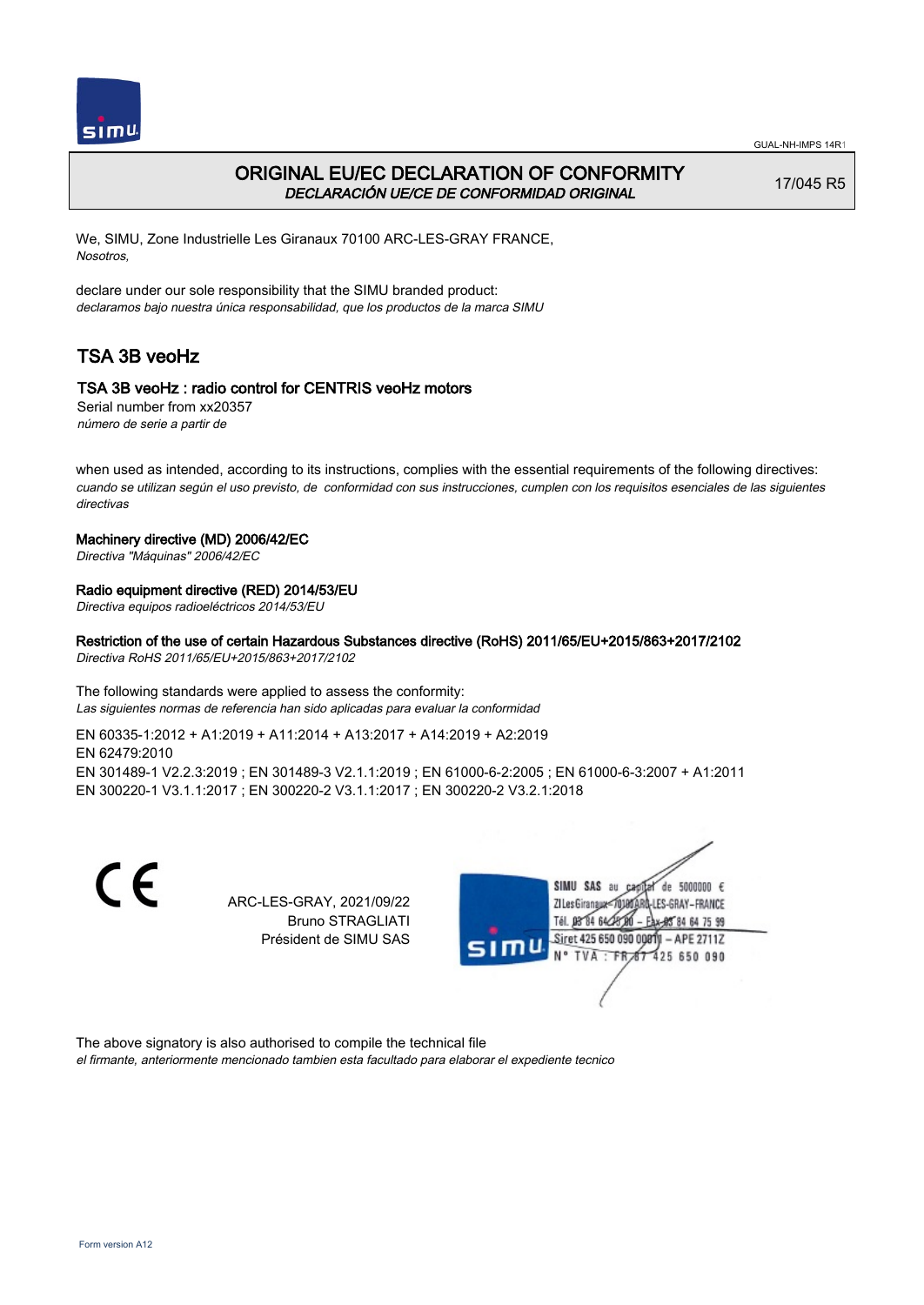# ORIGINAL EU/EC DECLARATION OF CONFORMITY

*DECLARACIÓN UE/CE DE CONFORMIDAD ORIGINAL*

17/045 R5

We, SIMU, Zone Industrielle Les Giranaux 70100 ARC-LES-GRAY FRANCE,
*Nosotros,*

declare under our sole responsibility that the SIMU branded product:
*declaramos bajo nuestra única responsabilidad, que los productos de la marca SIMU*

## TSA 3B veoHz

### TSA 3B veoHz : radio control for CENTRIS veoHz motors

Serial number from xx20357
*número de serie a partir de*

when used as intended, according to its instructions, complies with the essential requirements of the following directives:
*cuando se utilizan según el uso previsto, de conformidad con sus instrucciones, cumplen con los requisitos esenciales de las siguientes directivas*

**Machinery directive (MD) 2006/42/EC**
*Directiva "Máquinas" 2006/42/EC*

**Radio equipment directive (RED) 2014/53/EU**
*Directiva equipos radioeléctricos 2014/53/EU*

**Restriction of the use of certain Hazardous Substances directive (RoHS) 2011/65/EU+2015/863+2017/2102**
*Directiva RoHS 2011/65/EU+2015/863+2017/2102*

The following standards were applied to assess the conformity:
*Las siguientes normas de referencia han sido aplicadas para evaluar la conformidad*

EN 60335-1:2012 + A1:2019 + A11:2014 + A13:2017 + A14:2019 + A2:2019
EN 62479:2010
EN 301489-1 V2.2.3:2019 ; EN 301489-3 V2.1.1:2019 ; EN 61000-6-2:2005 ; EN 61000-6-3:2007 + A1:2011
EN 300220-1 V3.1.1:2017 ; EN 300220-2 V3.1.1:2017 ; EN 300220-2 V3.2.1:2018

ARC-LES-GRAY, 2021/09/22
Bruno STRAGLIATI
Président de SIMU SAS

SIMU SAS au capital de 5000000 €
ZI Les Giranaux 70100 ARC-LES-GRAY-FRANCE
Tél. 03 84 64 75 00 – Fax 03 84 64 75 99
Siret 425 650 090 00011 – APE 2711Z
N° TVA : FR 87 425 650 090

The above signatory is also authorised to compile the technical file
*el firmante, anteriormente mencionado tambien esta facultado para elaborar el expediente tecnico*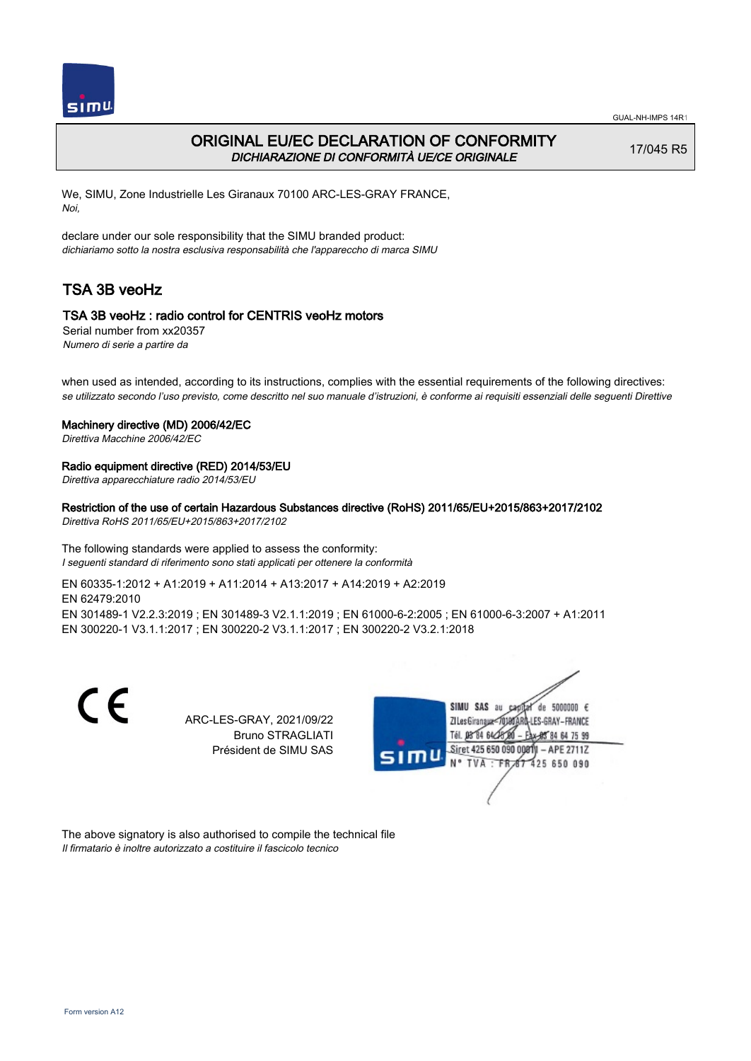GUAL-NH-IMPS 14R1

# ORIGINAL EU/EC DECLARATION OF CONFORMITY

*DICHIARAZIONE DI CONFORMITÀ UE/CE ORIGINALE*

17/045 R5

We, SIMU, Zone Industrielle Les Giranaux 70100 ARC-LES-GRAY FRANCE,
*Noi,*

declare under our sole responsibility that the SIMU branded product:
*dichiariamo sotto la nostra esclusiva responsabilità che l'apparecchio di marca SIMU*

## TSA 3B veoHz

### TSA 3B veoHz : radio control for CENTRIS veoHz motors

Serial number from xx20357
*Numero di serie a partire da*

when used as intended, according to its instructions, complies with the essential requirements of the following directives:
*se utilizzato secondo l'uso previsto, come descritto nel suo manuale d'istruzioni, è conforme ai requisiti essenziali delle seguenti Direttive*

**Machinery directive (MD) 2006/42/EC**
*Direttiva Macchine 2006/42/EC*

**Radio equipment directive (RED) 2014/53/EU**
*Direttiva apparecchiature radio 2014/53/EU*

**Restriction of the use of certain Hazardous Substances directive (RoHS) 2011/65/EU+2015/863+2017/2102**
*Direttiva RoHS 2011/65/EU+2015/863+2017/2102*

The following standards were applied to assess the conformity:
*I seguenti standard di riferimento sono stati applicati per ottenere la conformità*

EN 60335-1:2012 + A1:2019 + A11:2014 + A13:2017 + A14:2019 + A2:2019
EN 62479:2010
EN 301489-1 V2.2.3:2019 ; EN 301489-3 V2.1.1:2019 ; EN 61000-6-2:2005 ; EN 61000-6-3:2007 + A1:2011
EN 300220-1 V3.1.1:2017 ; EN 300220-2 V3.1.1:2017 ; EN 300220-2 V3.2.1:2018

CE

ARC-LES-GRAY, 2021/09/22
Bruno STRAGLIATI
Président de SIMU SAS

SIMU SAS au capital de 5000000 €
ZI Les Giranaux 70100 ARC-LES-GRAY-FRANCE
Tél. 03 84 64 75 00 – Fax 03 84 64 75 99
Siret 425 650 090 00011 – APE 2711Z
N° TVA : FR 87 425 650 090

The above signatory is also authorised to compile the technical file
*Il firmatario è inoltre autorizzato a costituire il fascicolo tecnico*

Form version A12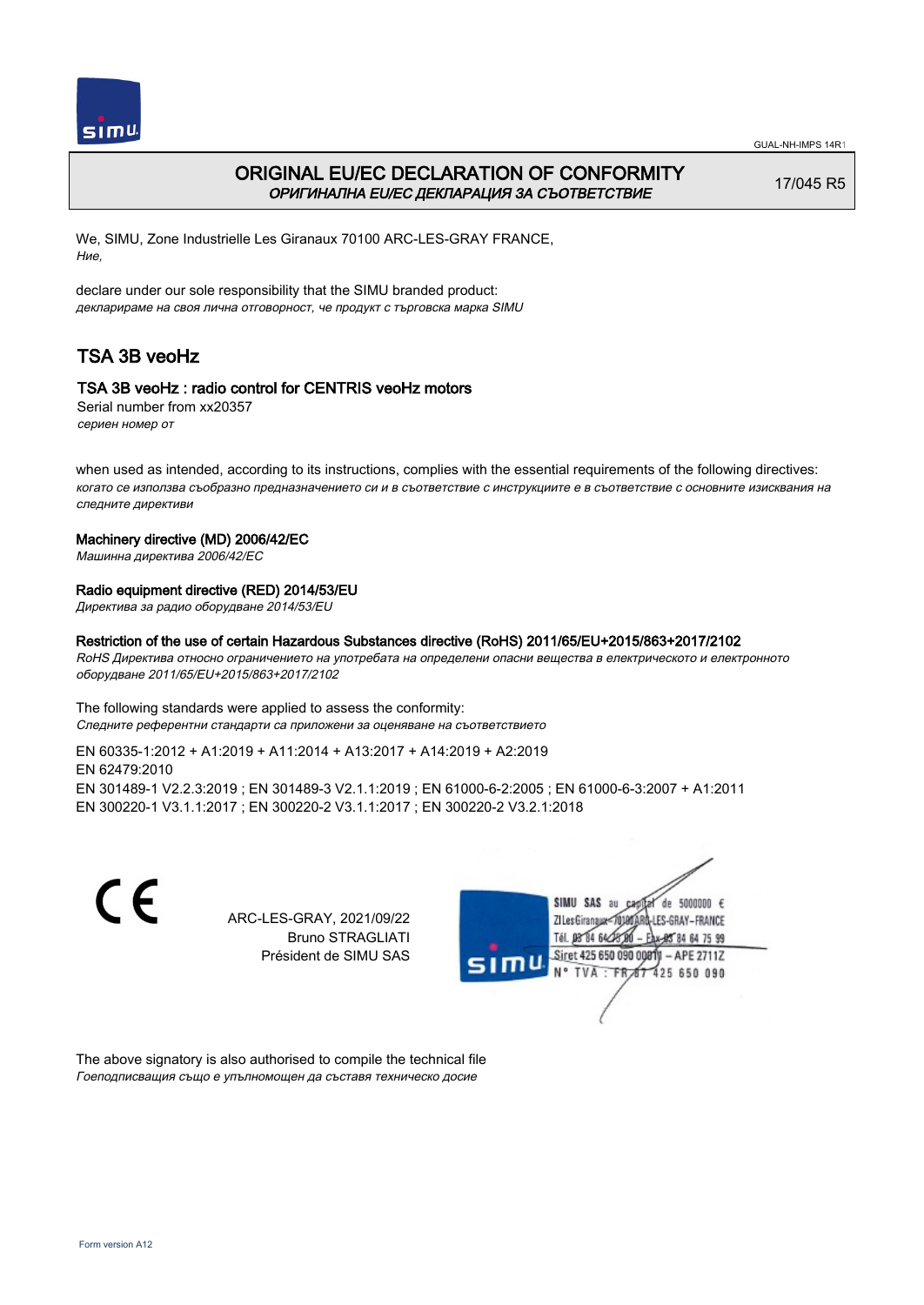GUAL-NH-IMPS 14R1

# ORIGINAL EU/EC DECLARATION OF CONFORMITY
*ОРИГИНАЛНА EU/EC ДЕКЛАРАЦИЯ ЗА СЪОТВЕТСТВИЕ*

17/045 R5

We, SIMU, Zone Industrielle Les Giranaux 70100 ARC-LES-GRAY FRANCE,
*Ние,*

declare under our sole responsibility that the SIMU branded product:
*декларираме на своя лична отговорност, че продукт с търговска марка SIMU*

## TSA 3B veoHz

### TSA 3B veoHz : radio control for CENTRIS veoHz motors

Serial number from xx20357
*сериен номер от*

when used as intended, according to its instructions, complies with the essential requirements of the following directives:
*когато се използва съобразно предназначението си и в съответствие с инструкциите е в съответствие с основните изисквания на следните директиви*

**Machinery directive (MD) 2006/42/EC**
*Машинна директива 2006/42/EC*

**Radio equipment directive (RED) 2014/53/EU**
*Директива за радио оборудване 2014/53/EU*

**Restriction of the use of certain Hazardous Substances directive (RoHS) 2011/65/EU+2015/863+2017/2102**
*RoHS Директива относно ограничението на употребата на определени опасни вещества в електрическото и електронното оборудване 2011/65/EU+2015/863+2017/2102*

The following standards were applied to assess the conformity:
*Следните референтни стандарти са приложени за оценяване на съответствието*

EN 60335-1:2012 + A1:2019 + A11:2014 + A13:2017 + A14:2019 + A2:2019
EN 62479:2010
EN 301489-1 V2.2.3:2019 ; EN 301489-3 V2.1.1:2019 ; EN 61000-6-2:2005 ; EN 61000-6-3:2007 + A1:2011
EN 300220-1 V3.1.1:2017 ; EN 300220-2 V3.1.1:2017 ; EN 300220-2 V3.2.1:2018

CE

ARC-LES-GRAY, 2021/09/22
Bruno STRAGLIATI
Président de SIMU SAS

SIMU SAS au capital de 5000000 €
ZI Les Giranaux 70100 ARC-LES-GRAY-FRANCE
Tél. 03 84 64 75 00 – Fax 03 84 64 75 99
Siret 425 650 090 00011 – APE 2711Z
N° TVA : FR 87 425 650 090

The above signatory is also authorised to compile the technical file
*Гоеподписващия също е упълномощен да съставя техническо досие*

Form version A12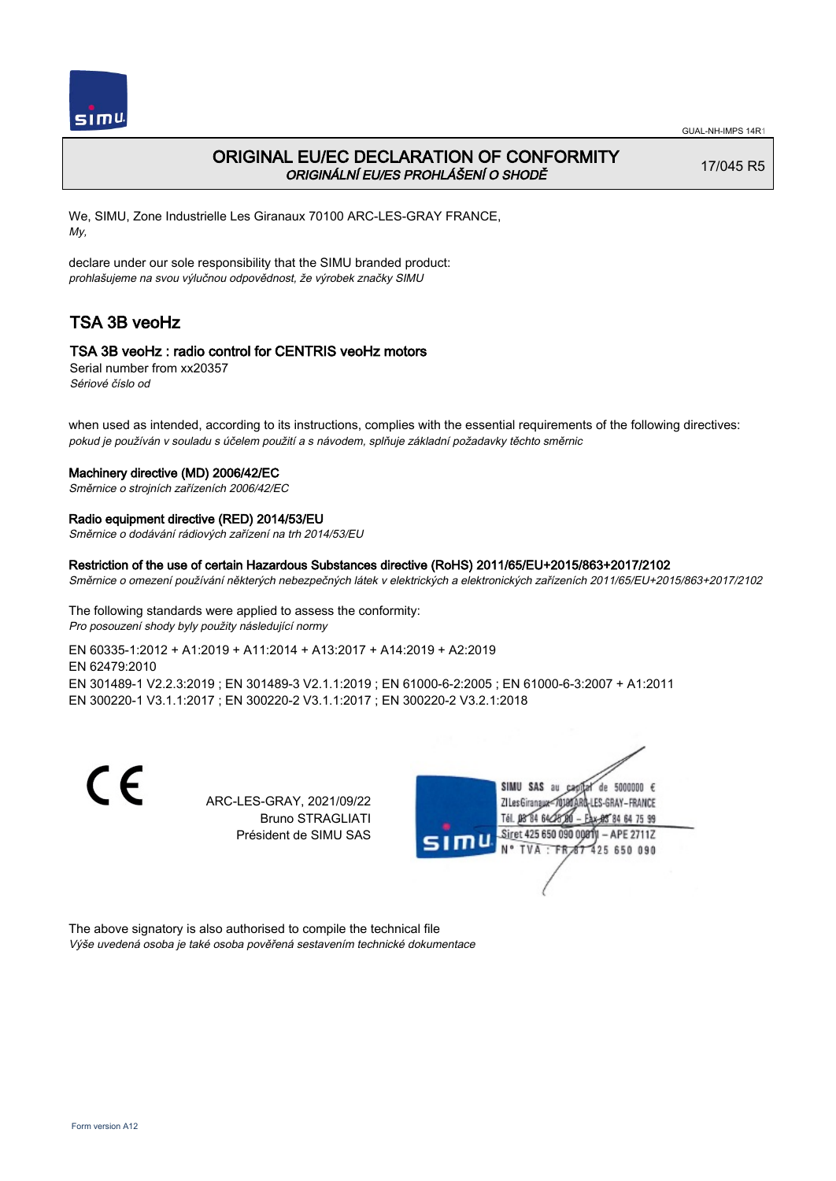GUAL-NH-IMPS 14R1

# ORIGINAL EU/EC DECLARATION OF CONFORMITY

*ORIGINÁLNÍ EU/ES PROHLÁŠENÍ O SHODĚ*

17/045 R5

We, SIMU, Zone Industrielle Les Giranaux 70100 ARC-LES-GRAY FRANCE,
*My,*

declare under our sole responsibility that the SIMU branded product:
*prohlašujeme na svou výlučnou odpovědnost, že výrobek značky SIMU*

## TSA 3B veoHz

### TSA 3B veoHz : radio control for CENTRIS veoHz motors

Serial number from xx20357
*Sériové číslo od*

when used as intended, according to its instructions, complies with the essential requirements of the following directives:
*pokud je používán v souladu s účelem použití a s návodem, splňuje základní požadavky těchto směrnic*

**Machinery directive (MD) 2006/42/EC**
*Směrnice o strojních zařízeních 2006/42/EC*

**Radio equipment directive (RED) 2014/53/EU**
*Směrnice o dodávání rádiových zařízení na trh 2014/53/EU*

**Restriction of the use of certain Hazardous Substances directive (RoHS) 2011/65/EU+2015/863+2017/2102**
*Směrnice o omezení používání některých nebezpečných látek v elektrických a elektronických zařízeních 2011/65/EU+2015/863+2017/2102*

The following standards were applied to assess the conformity:
*Pro posouzení shody byly použity následující normy*

EN 60335-1:2012 + A1:2019 + A11:2014 + A13:2017 + A14:2019 + A2:2019
EN 62479:2010
EN 301489-1 V2.2.3:2019 ; EN 301489-3 V2.1.1:2019 ; EN 61000-6-2:2005 ; EN 61000-6-3:2007 + A1:2011
EN 300220-1 V3.1.1:2017 ; EN 300220-2 V3.1.1:2017 ; EN 300220-2 V3.2.1:2018

CE

ARC-LES-GRAY, 2021/09/22
Bruno STRAGLIATI
Président de SIMU SAS

SIMU SAS au capital de 5000000 €
ZI Les Giranaux 70100 ARC-LES-GRAY-FRANCE
Tél. 03 84 64 75 00 – Fax 03 84 64 75 99
Siret 425 650 090 00811 – APE 2711Z
N° TVA : FR 87 425 650 090

The above signatory is also authorised to compile the technical file
*Výše uvedená osoba je také osoba pověřená sestavením technické dokumentace*

Form version A12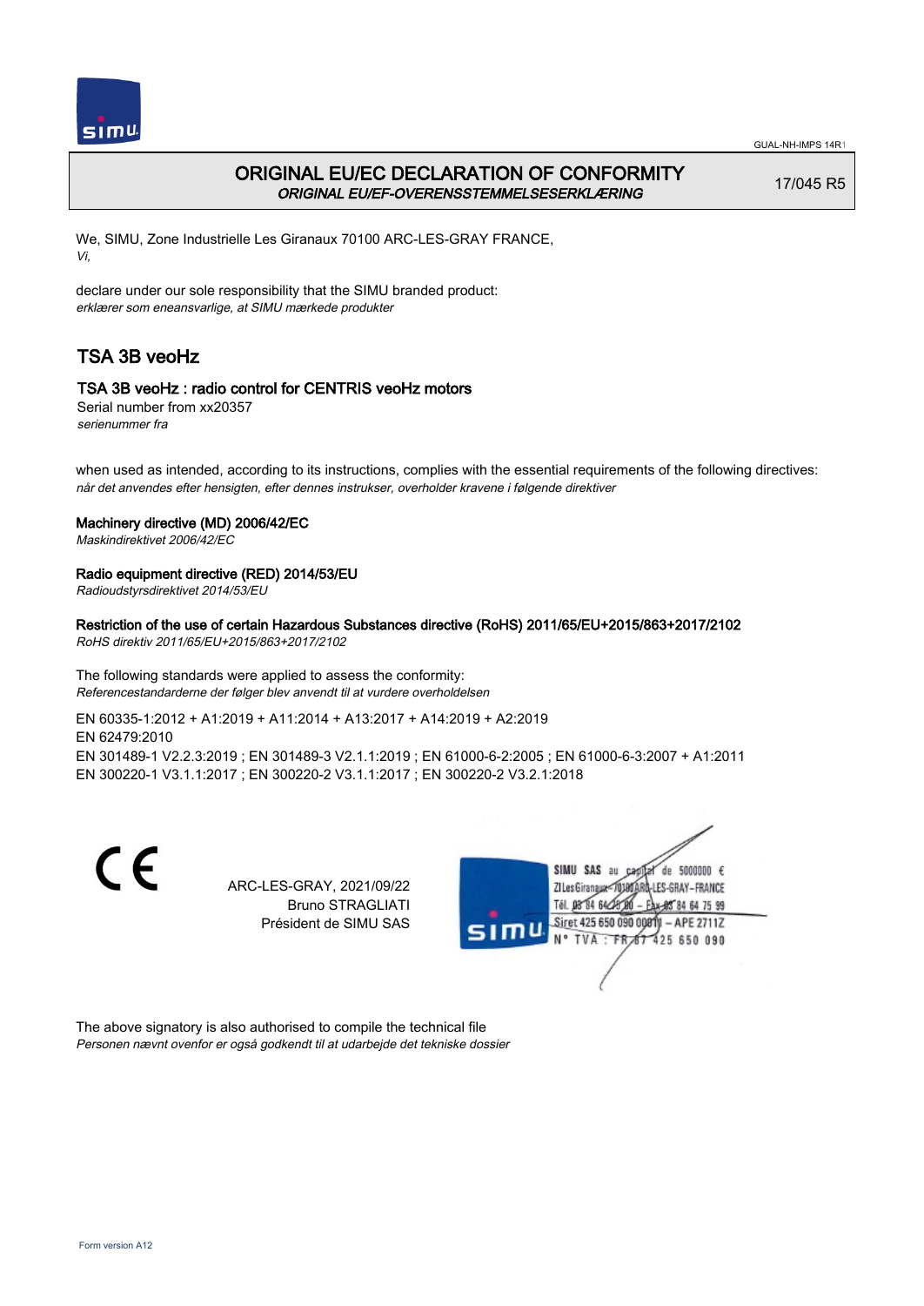# ORIGINAL EU/EC DECLARATION OF CONFORMITY

***ORIGINAL EU/EF-OVERENSSTEMMELSESERKLÆRING***

17/045 R5

We, SIMU, Zone Industrielle Les Giranaux 70100 ARC-LES-GRAY FRANCE,
*Vi,*

declare under our sole responsibility that the SIMU branded product:
*erklærer som eneansvarlige, at SIMU mærkede produkter*

## TSA 3B veoHz

### TSA 3B veoHz : radio control for CENTRIS veoHz motors

Serial number from xx20357
*serienummer fra*

when used as intended, according to its instructions, complies with the essential requirements of the following directives:
*når det anvendes efter hensigten, efter dennes instrukser, overholder kravene i følgende direktiver*

**Machinery directive (MD) 2006/42/EC**
*Maskindirektivet 2006/42/EC*

**Radio equipment directive (RED) 2014/53/EU**
*Radioudstyrsdirektivet 2014/53/EU*

**Restriction of the use of certain Hazardous Substances directive (RoHS) 2011/65/EU+2015/863+2017/2102**
*RoHS direktiv 2011/65/EU+2015/863+2017/2102*

The following standards were applied to assess the conformity:
*Referencestandarderne der følger blev anvendt til at vurdere overholdelsen*

EN 60335-1:2012 + A1:2019 + A11:2014 + A13:2017 + A14:2019 + A2:2019
EN 62479:2010
EN 301489-1 V2.2.3:2019 ; EN 301489-3 V2.1.1:2019 ; EN 61000-6-2:2005 ; EN 61000-6-3:2007 + A1:2011
EN 300220-1 V3.1.1:2017 ; EN 300220-2 V3.1.1:2017 ; EN 300220-2 V3.2.1:2018

CE

ARC-LES-GRAY, 2021/09/22
Bruno STRAGLIATI
Président de SIMU SAS

SIMU SAS au capital de 5000000 €
ZI Les Giranaux 70100 ARC-LES-GRAY-FRANCE
Tél. 03 84 64 75 00 – Fax 03 84 64 75 99
Siret 425 650 090 00011 – APE 2711Z
N° TVA : FR 87 425 650 090

The above signatory is also authorised to compile the technical file
*Personen nævnt ovenfor er også godkendt til at udarbejde det tekniske dossier*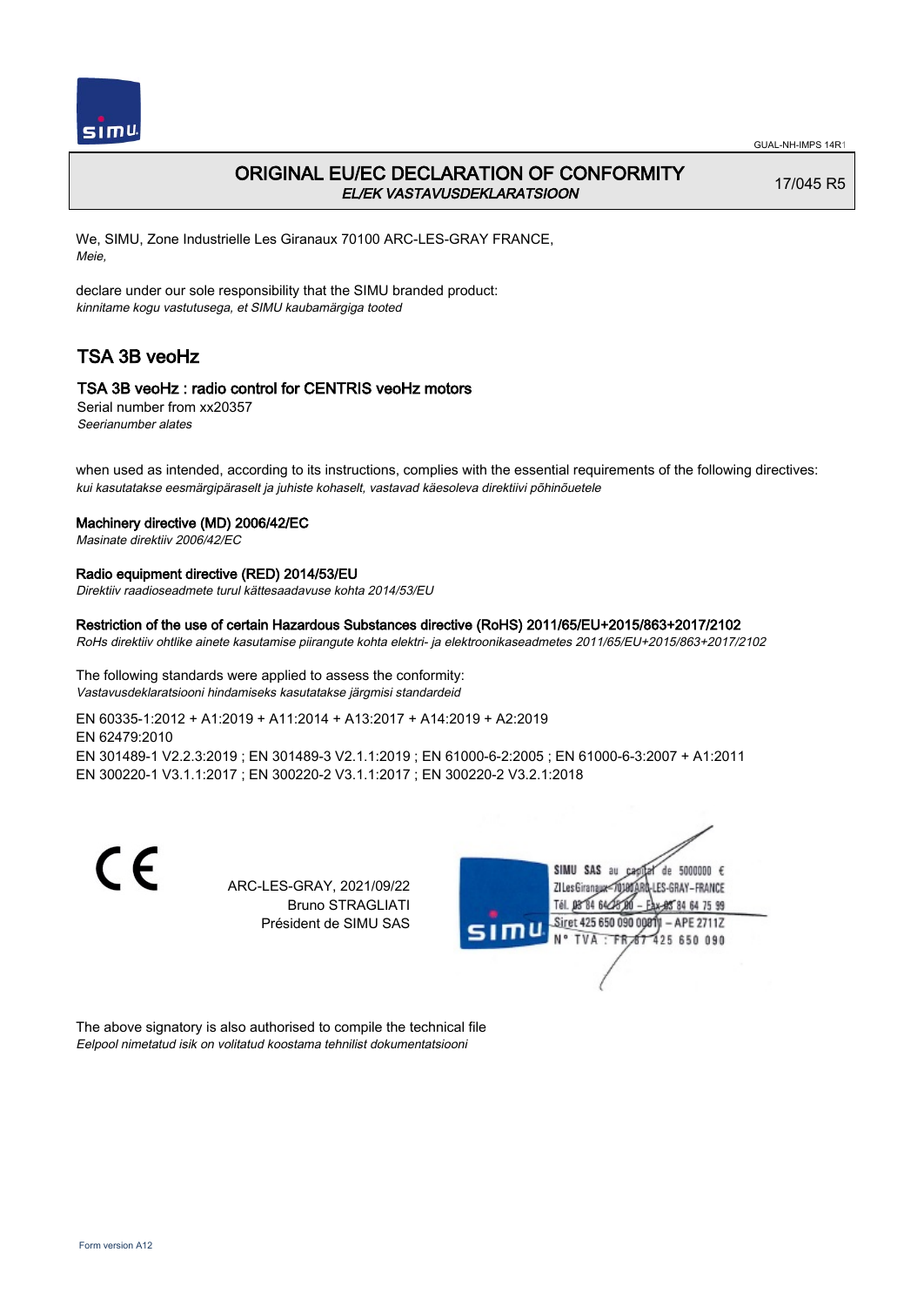GUAL-NH-IMPS 14R1

# ORIGINAL EU/EC DECLARATION OF CONFORMITY
*EL/EK VASTAVUSDEKLARATSIOON*

17/045 R5

We, SIMU, Zone Industrielle Les Giranaux 70100 ARC-LES-GRAY FRANCE,
*Meie,*

declare under our sole responsibility that the SIMU branded product:
*kinnitame kogu vastutusega, et SIMU kaubamärgiga tooted*

## TSA 3B veoHz

### TSA 3B veoHz : radio control for CENTRIS veoHz motors

Serial number from xx20357
*Seerianumber alates*

when used as intended, according to its instructions, complies with the essential requirements of the following directives:
*kui kasutatakse eesmärgipäraselt ja juhiste kohaselt, vastavad käesoleva direktiivi põhinõuetele*

**Machinery directive (MD) 2006/42/EC**
*Masinate direktiiv 2006/42/EC*

**Radio equipment directive (RED) 2014/53/EU**
*Direktiiv raadioseadmete turul kättesaadavuse kohta 2014/53/EU*

**Restriction of the use of certain Hazardous Substances directive (RoHS) 2011/65/EU+2015/863+2017/2102**
*RoHs direktiiv ohtlike ainete kasutamise piirangute kohta elektri- ja elektroonikaseadmetes 2011/65/EU+2015/863+2017/2102*

The following standards were applied to assess the conformity:
*Vastavusdeklaratsiooni hindamiseks kasutatakse järgmisi standardeid*

EN 60335-1:2012 + A1:2019 + A11:2014 + A13:2017 + A14:2019 + A2:2019
EN 62479:2010
EN 301489-1 V2.2.3:2019 ; EN 301489-3 V2.1.1:2019 ; EN 61000-6-2:2005 ; EN 61000-6-3:2007 + A1:2011
EN 300220-1 V3.1.1:2017 ; EN 300220-2 V3.1.1:2017 ; EN 300220-2 V3.2.1:2018

CE

ARC-LES-GRAY, 2021/09/22
Bruno STRAGLIATI
Président de SIMU SAS

SIMU SAS au capital de 5000000 €
ZI Les Giranaux 70100 ARC-LES-GRAY-FRANCE
Tél. 03 84 64 75 00 – Fax 03 84 64 75 99
Siret 425 650 090 00011 – APE 2711Z
N° TVA : FR 87 425 650 090

The above signatory is also authorised to compile the technical file
*Eelpool nimetatud isik on volitatud koostama tehnilist dokumentatsiooni*

Form version A12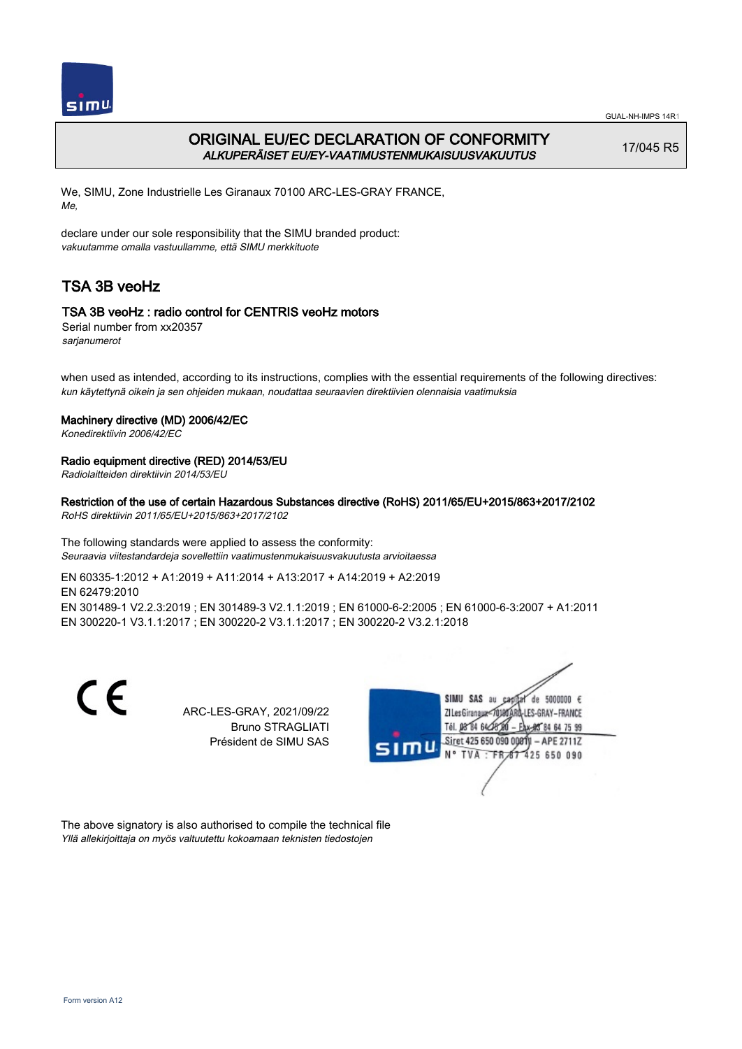# ORIGINAL EU/EC DECLARATION OF CONFORMITY
*ALKUPERÄISET EU/EY-VAATIMUSTENMUKAISUUSVAKUUTUS*

17/045 R5

We, SIMU, Zone Industrielle Les Giranaux 70100 ARC-LES-GRAY FRANCE,
*Me,*

declare under our sole responsibility that the SIMU branded product:
*vakuutamme omalla vastuullamme, että SIMU merkkituote*

## TSA 3B veoHz

### TSA 3B veoHz : radio control for CENTRIS veoHz motors

Serial number from xx20357
*sarjanumerot*

when used as intended, according to its instructions, complies with the essential requirements of the following directives:
*kun käytettynä oikein ja sen ohjeiden mukaan, noudattaa seuraavien direktiivien olennaisia vaatimuksia*

**Machinery directive (MD) 2006/42/EC**
*Konedirektiivin 2006/42/EC*

**Radio equipment directive (RED) 2014/53/EU**
*Radiolaitteiden direktiivin 2014/53/EU*

**Restriction of the use of certain Hazardous Substances directive (RoHS) 2011/65/EU+2015/863+2017/2102**
*RoHS direktiivin 2011/65/EU+2015/863+2017/2102*

The following standards were applied to assess the conformity:
*Seuraavia viitestandardeja sovellettiin vaatimustenmukaisuusvakuutusta arvioitaessa*

EN 60335-1:2012 + A1:2019 + A11:2014 + A13:2017 + A14:2019 + A2:2019
EN 62479:2010
EN 301489-1 V2.2.3:2019 ; EN 301489-3 V2.1.1:2019 ; EN 61000-6-2:2005 ; EN 61000-6-3:2007 + A1:2011
EN 300220-1 V3.1.1:2017 ; EN 300220-2 V3.1.1:2017 ; EN 300220-2 V3.2.1:2018

CE

ARC-LES-GRAY, 2021/09/22
Bruno STRAGLIATI
Président de SIMU SAS

SIMU SAS au capital de 5000000 €
ZI Les Giranaux 70100 ARC-LES-GRAY - FRANCE
Tél. 03 84 64 75 00 - Fax 03 84 64 75 99
Siret 425 650 090 00811 - APE 2711Z
N° TVA : FR 87 425 650 090

The above signatory is also authorised to compile the technical file
*Yllä allekirjoittaja on myös valtuutettu kokoamaan teknisten tiedostojen*

Form version A12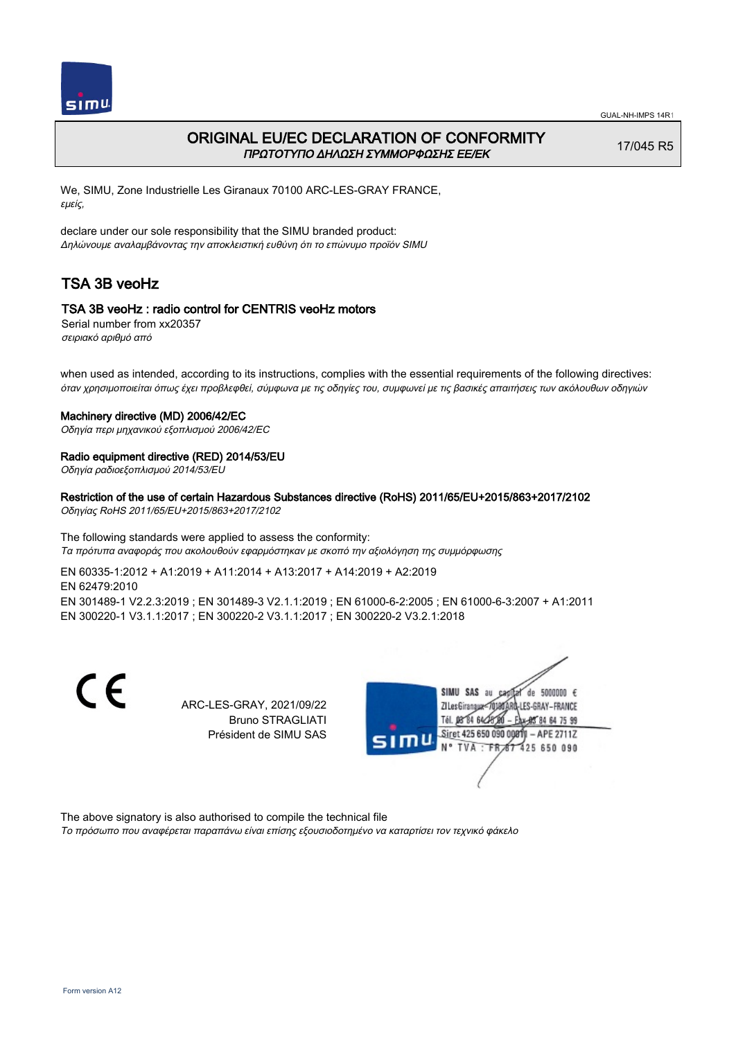# ORIGINAL EU/EC DECLARATION OF CONFORMITY

*ΠΡΩΤΟΤΥΠΟ ΔΗΛΩΣΗ ΣΥΜΜΟΡΦΩΣΗΣ ΕΕ/ΕΚ*

17/045 R5

We, SIMU, Zone Industrielle Les Giranaux 70100 ARC-LES-GRAY FRANCE,
*εμείς,*

declare under our sole responsibility that the SIMU branded product:
*Δηλώνουμε αναλαμβάνοντας την αποκλειστική ευθύνη ότι το επώνυμο προϊόν SIMU*

## TSA 3B veoHz

### TSA 3B veoHz : radio control for CENTRIS veoHz motors

Serial number from xx20357
*σειριακό αριθμό από*

when used as intended, according to its instructions, complies with the essential requirements of the following directives:
*όταν χρησιμοποιείται όπως έχει προβλεφθεί, σύμφωνα με τις οδηγίες του, συμφωνεί με τις βασικές απαιτήσεις των ακόλουθων οδηγιών*

**Machinery directive (MD) 2006/42/EC**
*Οδηγία περι μηχανικού εξοπλισμού 2006/42/EC*

**Radio equipment directive (RED) 2014/53/EU**
*Οδηγία ραδιοεξοπλισμού 2014/53/EU*

**Restriction of the use of certain Hazardous Substances directive (RoHS) 2011/65/EU+2015/863+2017/2102**
*Οδηγίας RoHS 2011/65/EU+2015/863+2017/2102*

The following standards were applied to assess the conformity:
*Τα πρότυπα αναφοράς που ακολουθούν εφαρμόστηκαν με σκοπό την αξιολόγηση της συμμόρφωσης*

EN 60335-1:2012 + A1:2019 + A11:2014 + A13:2017 + A14:2019 + A2:2019
EN 62479:2010
EN 301489-1 V2.2.3:2019 ; EN 301489-3 V2.1.1:2019 ; EN 61000-6-2:2005 ; EN 61000-6-3:2007 + A1:2011
EN 300220-1 V3.1.1:2017 ; EN 300220-2 V3.1.1:2017 ; EN 300220-2 V3.2.1:2018

CE

ARC-LES-GRAY, 2021/09/22
Bruno STRAGLIATI
Président de SIMU SAS

SIMU SAS au capital de 5000000 €
ZI Les Giranaux 70100 ARC-LES-GRAY-FRANCE
Tél. 03 84 64 75 00 – Fax 03 84 64 75 99
Siret 425 650 090 00011 – APE 2711Z
N° TVA : FR 87 425 650 090

The above signatory is also authorised to compile the technical file
*Το πρόσωπο που αναφέρεται παραπάνω είναι επίσης εξουσιοδοτημένο να καταρτίσει τον τεχνικό φάκελο*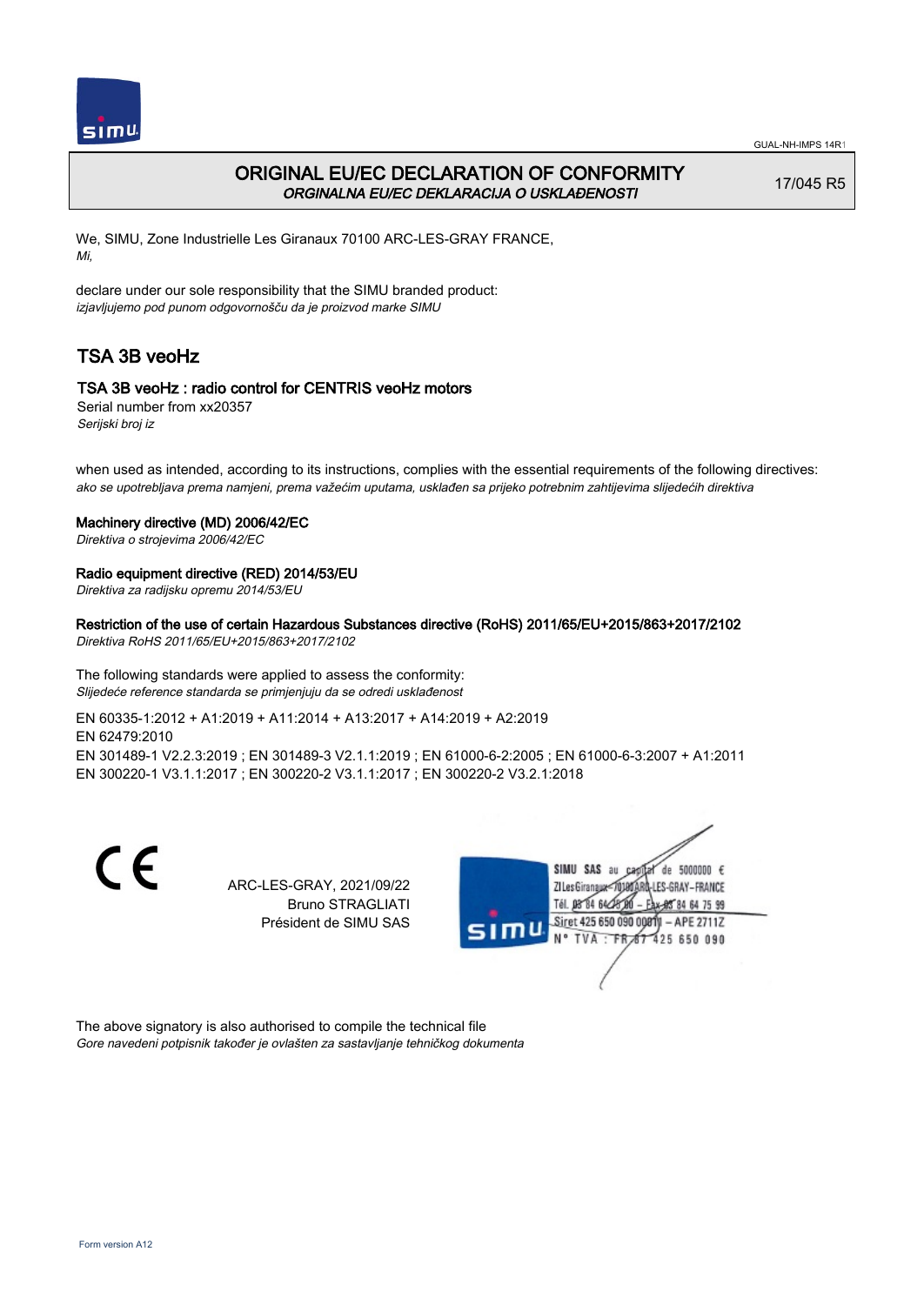GUAL-NH-IMPS 14R1

# ORIGINAL EU/EC DECLARATION OF CONFORMITY

*ORGINALNA EU/EC DEKLARACIJA O USKLAĐENOSTI*

17/045 R5

We, SIMU, Zone Industrielle Les Giranaux 70100 ARC-LES-GRAY FRANCE,
*Mi,*

declare under our sole responsibility that the SIMU branded product:
*izjavljujemo pod punom odgovornošču da je proizvod marke SIMU*

## TSA 3B veoHz

### TSA 3B veoHz : radio control for CENTRIS veoHz motors

Serial number from xx20357
*Serijski broj iz*

when used as intended, according to its instructions, complies with the essential requirements of the following directives:
*ako se upotrebljava prema namjeni, prema važećim uputama, usklađen sa prijeko potrebnim zahtijevima slijedećih direktiva*

**Machinery directive (MD) 2006/42/EC**
*Direktiva o strojevima 2006/42/EC*

**Radio equipment directive (RED) 2014/53/EU**
*Direktiva za radijsku opremu 2014/53/EU*

**Restriction of the use of certain Hazardous Substances directive (RoHS) 2011/65/EU+2015/863+2017/2102**
*Direktiva RoHS 2011/65/EU+2015/863+2017/2102*

The following standards were applied to assess the conformity:
*Slijedeće reference standarda se primjenjuju da se odredi usklađenost*

EN 60335-1:2012 + A1:2019 + A11:2014 + A13:2017 + A14:2019 + A2:2019
EN 62479:2010
EN 301489-1 V2.2.3:2019 ; EN 301489-3 V2.1.1:2019 ; EN 61000-6-2:2005 ; EN 61000-6-3:2007 + A1:2011
EN 300220-1 V3.1.1:2017 ; EN 300220-2 V3.1.1:2017 ; EN 300220-2 V3.2.1:2018

ARC-LES-GRAY, 2021/09/22
Bruno STRAGLIATI
Président de SIMU SAS

SIMU SAS au capital de 5000000 €
ZI Les Giranaux 70100 ARC-LES-GRAY-FRANCE
Tél. 03 84 64 75 00 – Fax 03 84 64 75 99
Siret 425 650 090 00011 – APE 2711Z
N° TVA : FR 67 425 650 090

The above signatory is also authorised to compile the technical file
*Gore navedeni potpisnik također je ovlašten za sastavljanje tehničkog dokumenta*

Form version A12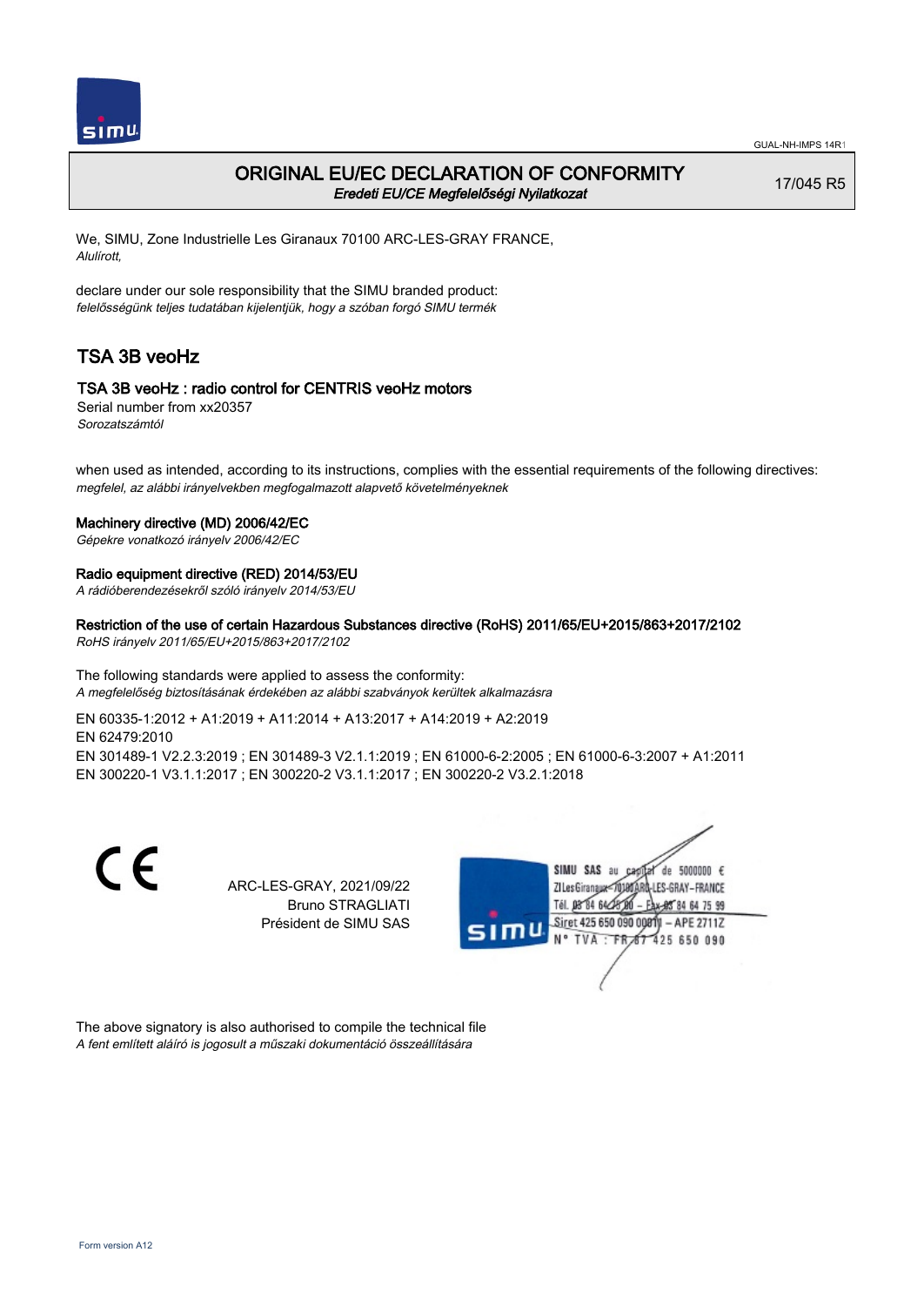GUAL-NH-IMPS 14R1

# ORIGINAL EU/EC DECLARATION OF CONFORMITY

*Eredeti EU/CE Megfelelőségi Nyilatkozat*

17/045 R5

We, SIMU, Zone Industrielle Les Giranaux 70100 ARC-LES-GRAY FRANCE,
*Alulírott,*

declare under our sole responsibility that the SIMU branded product:
*felelősségünk teljes tudatában kijelentjük, hogy a szóban forgó SIMU termék*

## TSA 3B veoHz

### TSA 3B veoHz : radio control for CENTRIS veoHz motors

Serial number from xx20357
*Sorozatszámtól*

when used as intended, according to its instructions, complies with the essential requirements of the following directives:
*megfelel, az alábbi irányelvekben megfogalmazott alapvető követelményeknek*

**Machinery directive (MD) 2006/42/EC**
*Gépekre vonatkozó irányelv 2006/42/EC*

**Radio equipment directive (RED) 2014/53/EU**
*A rádióberendezésekről szóló irányelv 2014/53/EU*

**Restriction of the use of certain Hazardous Substances directive (RoHS) 2011/65/EU+2015/863+2017/2102**
*RoHS irányelv 2011/65/EU+2015/863+2017/2102*

The following standards were applied to assess the conformity:
*A megfelelőség biztosításának érdekében az alábbi szabványok kerültek alkalmazásra*

EN 60335-1:2012 + A1:2019 + A11:2014 + A13:2017 + A14:2019 + A2:2019
EN 62479:2010
EN 301489-1 V2.2.3:2019 ; EN 301489-3 V2.1.1:2019 ; EN 61000-6-2:2005 ; EN 61000-6-3:2007 + A1:2011
EN 300220-1 V3.1.1:2017 ; EN 300220-2 V3.1.1:2017 ; EN 300220-2 V3.2.1:2018

CE

ARC-LES-GRAY, 2021/09/22
Bruno STRAGLIATI
Président de SIMU SAS

SIMU SAS au capital de 5000000 €
ZI Les Giranaux - 70100 ARC-LES-GRAY - FRANCE
Tél. 03 84 64 75 00 - Fax 03 84 64 75 99
Siret 425 650 090 00011 - APE 2711Z
N° TVA : FR 87 425 650 090

The above signatory is also authorised to compile the technical file
*A fent említett aláíró is jogosult a műszaki dokumentáció összeállítására*

Form version A12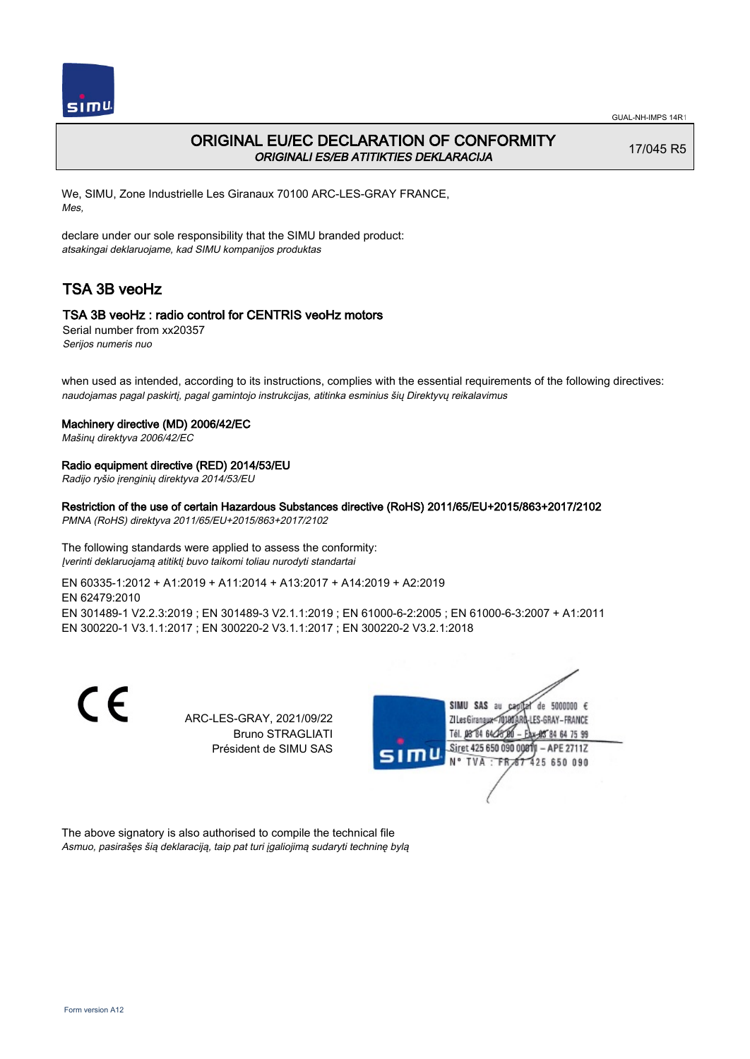# ORIGINAL EU/EC DECLARATION OF CONFORMITY

*ORIGINALI ES/EB ATITIKTIES DEKLARACIJA*

17/045 R5

We, SIMU, Zone Industrielle Les Giranaux 70100 ARC-LES-GRAY FRANCE,
*Mes,*

declare under our sole responsibility that the SIMU branded product:
*atsakingai deklaruojame, kad SIMU kompanijos produktas*

## TSA 3B veoHz

### TSA 3B veoHz : radio control for CENTRIS veoHz motors

Serial number from xx20357
*Serijos numeris nuo*

when used as intended, according to its instructions, complies with the essential requirements of the following directives:
*naudojamas pagal paskirtį, pagal gamintojo instrukcijas, atitinka esminius šių Direktyvų reikalavimus*

**Machinery directive (MD) 2006/42/EC**
*Mašinų direktyva 2006/42/EC*

**Radio equipment directive (RED) 2014/53/EU**
*Radijo ryšio įrenginių direktyva 2014/53/EU*

**Restriction of the use of certain Hazardous Substances directive (RoHS) 2011/65/EU+2015/863+2017/2102**
*PMNA (RoHS) direktyva 2011/65/EU+2015/863+2017/2102*

The following standards were applied to assess the conformity:
*Įverinti deklaruojamą atitiktį buvo taikomi toliau nurodyti standartai*

EN 60335-1:2012 + A1:2019 + A11:2014 + A13:2017 + A14:2019 + A2:2019
EN 62479:2010
EN 301489-1 V2.2.3:2019 ; EN 301489-3 V2.1.1:2019 ; EN 61000-6-2:2005 ; EN 61000-6-3:2007 + A1:2011
EN 300220-1 V3.1.1:2017 ; EN 300220-2 V3.1.1:2017 ; EN 300220-2 V3.2.1:2018

ARC-LES-GRAY, 2021/09/22
Bruno STRAGLIATI
Président de SIMU SAS

SIMU SAS au capital de 5000000 €
ZI Les Giranaux 70100 ARC-LES-GRAY-FRANCE
Tél. 03 84 64 75 00 – Fax 03 84 64 75 99
Siret 425 650 090 00011 – APE 2711Z
N° TVA : FR 87 425 650 090

The above signatory is also authorised to compile the technical file
*Asmuo, pasirašęs šią deklaraciją, taip pat turi įgaliojimą sudaryti techninę bylą*

Form version A12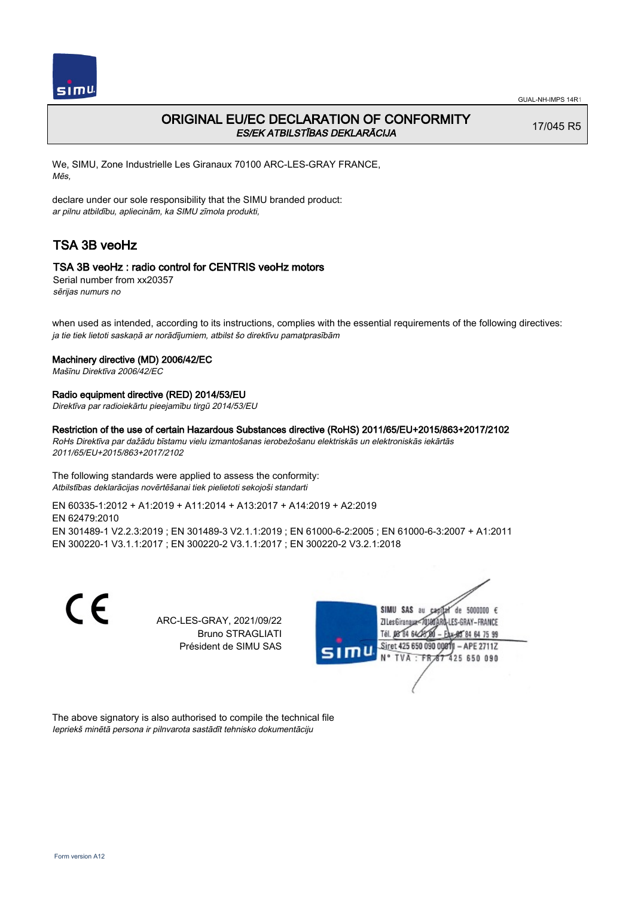GUAL-NH-IMPS 14R1

# ORIGINAL EU/EC DECLARATION OF CONFORMITY

*ES/EK ATBILSTĪBAS DEKLARĀCIJA*

17/045 R5

We, SIMU, Zone Industrielle Les Giranaux 70100 ARC-LES-GRAY FRANCE,
*Mēs,*

declare under our sole responsibility that the SIMU branded product:
*ar pilnu atbildību, apliecinām, ka SIMU zīmola produkti,*

## TSA 3B veoHz

### TSA 3B veoHz : radio control for CENTRIS veoHz motors

Serial number from xx20357
*sērijas numurs no*

when used as intended, according to its instructions, complies with the essential requirements of the following directives:
*ja tie tiek lietoti saskaņā ar norādījumiem, atbilst šo direktīvu pamatprasībām*

**Machinery directive (MD) 2006/42/EC**
*Mašīnu Direktīva 2006/42/EC*

**Radio equipment directive (RED) 2014/53/EU**
*Direktīva par radioiekārtu pieejamību tirgū 2014/53/EU*

**Restriction of the use of certain Hazardous Substances directive (RoHS) 2011/65/EU+2015/863+2017/2102**
*RoHs Direktīva par dažādu bīstamu vielu izmantošanas ierobežošanu elektriskās un elektroniskās iekārtās 2011/65/EU+2015/863+2017/2102*

The following standards were applied to assess the conformity:
*Atbilstības deklarācijas novērtēšanai tiek pielietoti sekojoši standarti*

EN 60335-1:2012 + A1:2019 + A11:2014 + A13:2017 + A14:2019 + A2:2019
EN 62479:2010
EN 301489-1 V2.2.3:2019 ; EN 301489-3 V2.1.1:2019 ; EN 61000-6-2:2005 ; EN 61000-6-3:2007 + A1:2011
EN 300220-1 V3.1.1:2017 ; EN 300220-2 V3.1.1:2017 ; EN 300220-2 V3.2.1:2018

ARC-LES-GRAY, 2021/09/22
Bruno STRAGLIATI
Président de SIMU SAS

SIMU SAS au capital de 5000000 €
ZI Les Giranaux 70100 ARC-LES-GRAY-FRANCE
Tél. 03 84 64 75 00 – Fax 03 84 64 75 99
Siret 425 650 090 00011 – APE 2711Z
N° TVA : FR 87 425 650 090

The above signatory is also authorised to compile the technical file
*Iepriekš minētā persona ir pilnvarota sastādīt tehnisko dokumentāciju*

Form version A12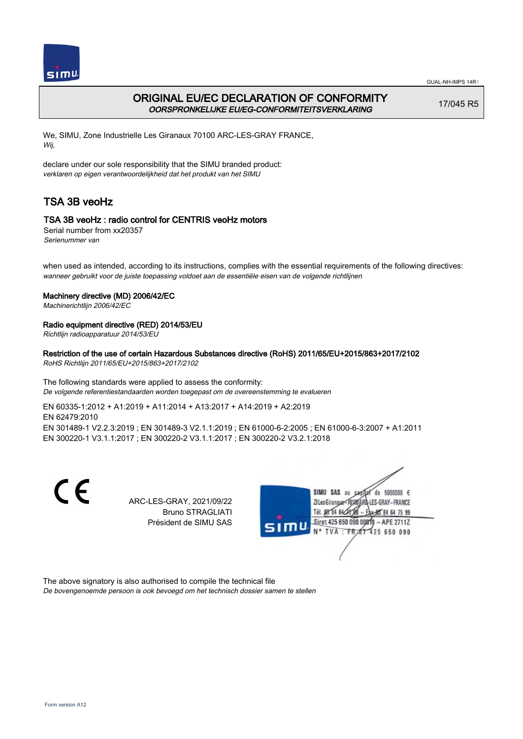GUAL-NH-IMPS 14R1

# ORIGINAL EU/EC DECLARATION OF CONFORMITY
*OORSPRONKELIJKE EU/EG-CONFORMITEITSVERKLARING*

17/045 R5

We, SIMU, Zone Industrielle Les Giranaux 70100 ARC-LES-GRAY FRANCE,
*Wij,*

declare under our sole responsibility that the SIMU branded product:
*verklaren op eigen verantwoordelijkheid dat het produkt van het SIMU*

## TSA 3B veoHz

### TSA 3B veoHz : radio control for CENTRIS veoHz motors

Serial number from xx20357
*Serienummer van*

when used as intended, according to its instructions, complies with the essential requirements of the following directives:
*wanneer gebruikt voor de juiste toepassing voldoet aan de essentiële eisen van de volgende richtlijnen*

**Machinery directive (MD) 2006/42/EC**
*Machinerichtlijn 2006/42/EC*

**Radio equipment directive (RED) 2014/53/EU**
*Richtlijn radioapparatuur 2014/53/EU*

**Restriction of the use of certain Hazardous Substances directive (RoHS) 2011/65/EU+2015/863+2017/2102**
*RoHS Richtlijn 2011/65/EU+2015/863+2017/2102*

The following standards were applied to assess the conformity:
*De volgende referentiestandaarden worden toegepast om de overeenstemming te evalueren*

EN 60335-1:2012 + A1:2019 + A11:2014 + A13:2017 + A14:2019 + A2:2019
EN 62479:2010
EN 301489-1 V2.2.3:2019 ; EN 301489-3 V2.1.1:2019 ; EN 61000-6-2:2005 ; EN 61000-6-3:2007 + A1:2011
EN 300220-1 V3.1.1:2017 ; EN 300220-2 V3.1.1:2017 ; EN 300220-2 V3.2.1:2018

ARC-LES-GRAY, 2021/09/22
Bruno STRAGLIATI
Président de SIMU SAS

SIMU SAS au capital de 5000000 €
ZI Les Giranaux 70100 ARC-LES-GRAY-FRANCE
Tél. 03 84 64 75 00 – Fax 03 84 64 75 99
Siret 425 650 090 00011 – APE 2711Z
N° TVA : FR 67 425 650 090

The above signatory is also authorised to compile the technical file
*De bovengenoemde persoon is ook bevoegd om het technisch dossier samen te stellen*

Form version A12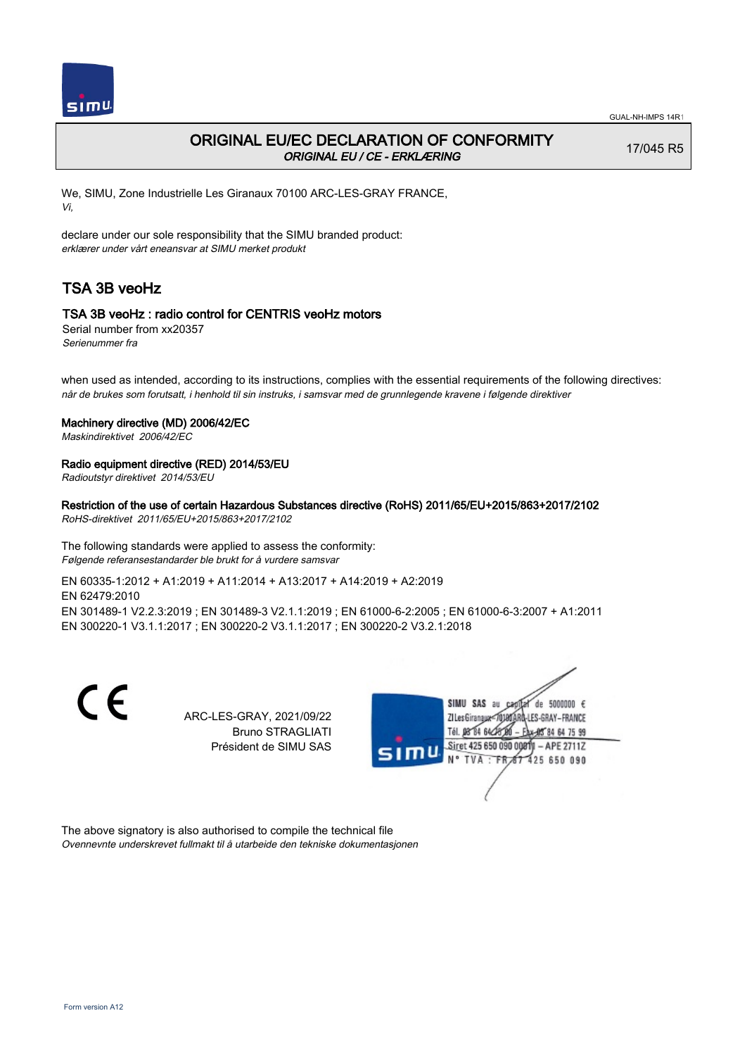GUAL-NH-IMPS 14R1

# ORIGINAL EU/EC DECLARATION OF CONFORMITY

*ORIGINAL EU / CE - ERKLÆRING*

17/045 R5

We, SIMU, Zone Industrielle Les Giranaux 70100 ARC-LES-GRAY FRANCE,
*Vi,*

declare under our sole responsibility that the SIMU branded product:
*erklærer under vårt eneansvar at SIMU merket produkt*

## TSA 3B veoHz

### TSA 3B veoHz : radio control for CENTRIS veoHz motors

Serial number from xx20357
*Serienummer fra*

when used as intended, according to its instructions, complies with the essential requirements of the following directives:
*når de brukes som forutsatt, i henhold til sin instruks, i samsvar med de grunnlegende kravene i følgende direktiver*

**Machinery directive (MD) 2006/42/EC**
*Maskindirektivet 2006/42/EC*

**Radio equipment directive (RED) 2014/53/EU**
*Radioutstyr direktivet 2014/53/EU*

**Restriction of the use of certain Hazardous Substances directive (RoHS) 2011/65/EU+2015/863+2017/2102**
*RoHS-direktivet 2011/65/EU+2015/863+2017/2102*

The following standards were applied to assess the conformity:
*Følgende referansestandarder ble brukt for å vurdere samsvar*

EN 60335-1:2012 + A1:2019 + A11:2014 + A13:2017 + A14:2019 + A2:2019
EN 62479:2010
EN 301489-1 V2.2.3:2019 ; EN 301489-3 V2.1.1:2019 ; EN 61000-6-2:2005 ; EN 61000-6-3:2007 + A1:2011
EN 300220-1 V3.1.1:2017 ; EN 300220-2 V3.1.1:2017 ; EN 300220-2 V3.2.1:2018

CE

ARC-LES-GRAY, 2021/09/22
Bruno STRAGLIATI
Président de SIMU SAS

SIMU SAS au capital de 5000000 €
ZI Les Giranaux 70100 ARC-LES-GRAY-FRANCE
Tél. 03 84 64 75 00 – Fax 03 84 64 75 99
Siret 425 650 090 00011 – APE 2711Z
N° TVA : FR 87 425 650 090

The above signatory is also authorised to compile the technical file
*Ovennevnte underskrevet fullmakt til å utarbeide den tekniske dokumentasjonen*

Form version A12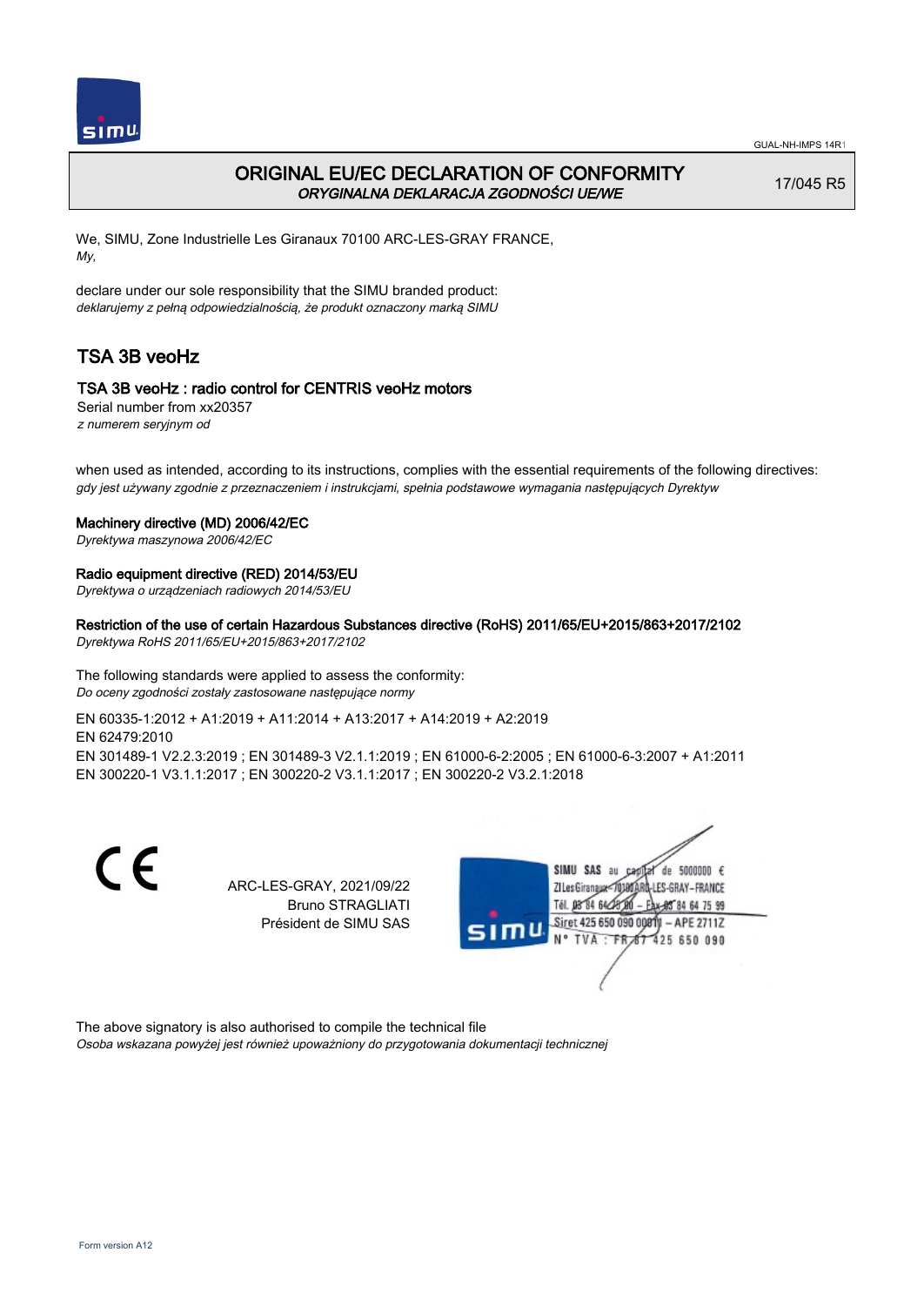GUAL-NH-IMPS 14R1

# ORIGINAL EU/EC DECLARATION OF CONFORMITY
*ORYGINALNA DEKLARACJA ZGODNOŚCI UE/WE*

17/045 R5

We, SIMU, Zone Industrielle Les Giranaux 70100 ARC-LES-GRAY FRANCE,
*My,*

declare under our sole responsibility that the SIMU branded product:
*deklarujemy z pełną odpowiedzialnością, że produkt oznaczony marką SIMU*

## TSA 3B veoHz

### TSA 3B veoHz : radio control for CENTRIS veoHz motors

Serial number from xx20357
*z numerem seryjnym od*

when used as intended, according to its instructions, complies with the essential requirements of the following directives:
*gdy jest używany zgodnie z przeznaczeniem i instrukcjami, spełnia podstawowe wymagania następujących Dyrektyw*

**Machinery directive (MD) 2006/42/EC**
*Dyrektywa maszynowa 2006/42/EC*

**Radio equipment directive (RED) 2014/53/EU**
*Dyrektywa o urządzeniach radiowych 2014/53/EU*

**Restriction of the use of certain Hazardous Substances directive (RoHS) 2011/65/EU+2015/863+2017/2102**
*Dyrektywa RoHS 2011/65/EU+2015/863+2017/2102*

The following standards were applied to assess the conformity:
*Do oceny zgodności zostały zastosowane następujące normy*

EN 60335-1:2012 + A1:2019 + A11:2014 + A13:2017 + A14:2019 + A2:2019
EN 62479:2010
EN 301489-1 V2.2.3:2019 ; EN 301489-3 V2.1.1:2019 ; EN 61000-6-2:2005 ; EN 61000-6-3:2007 + A1:2011
EN 300220-1 V3.1.1:2017 ; EN 300220-2 V3.1.1:2017 ; EN 300220-2 V3.2.1:2018

CE

ARC-LES-GRAY, 2021/09/22
Bruno STRAGLIATI
Président de SIMU SAS

SIMU SAS au capital de 5000000 €
ZI Les Giranaux 70100 ARC-LES-GRAY-FRANCE
Tél. 03 84 64 75 00 – Fax 03 84 64 75 99
Siret 425 650 090 00011 – APE 2711Z
N° TVA : FR 87 425 650 090

The above signatory is also authorised to compile the technical file
*Osoba wskazana powyżej jest również upoważniony do przygotowania dokumentacji technicznej*

Form version A12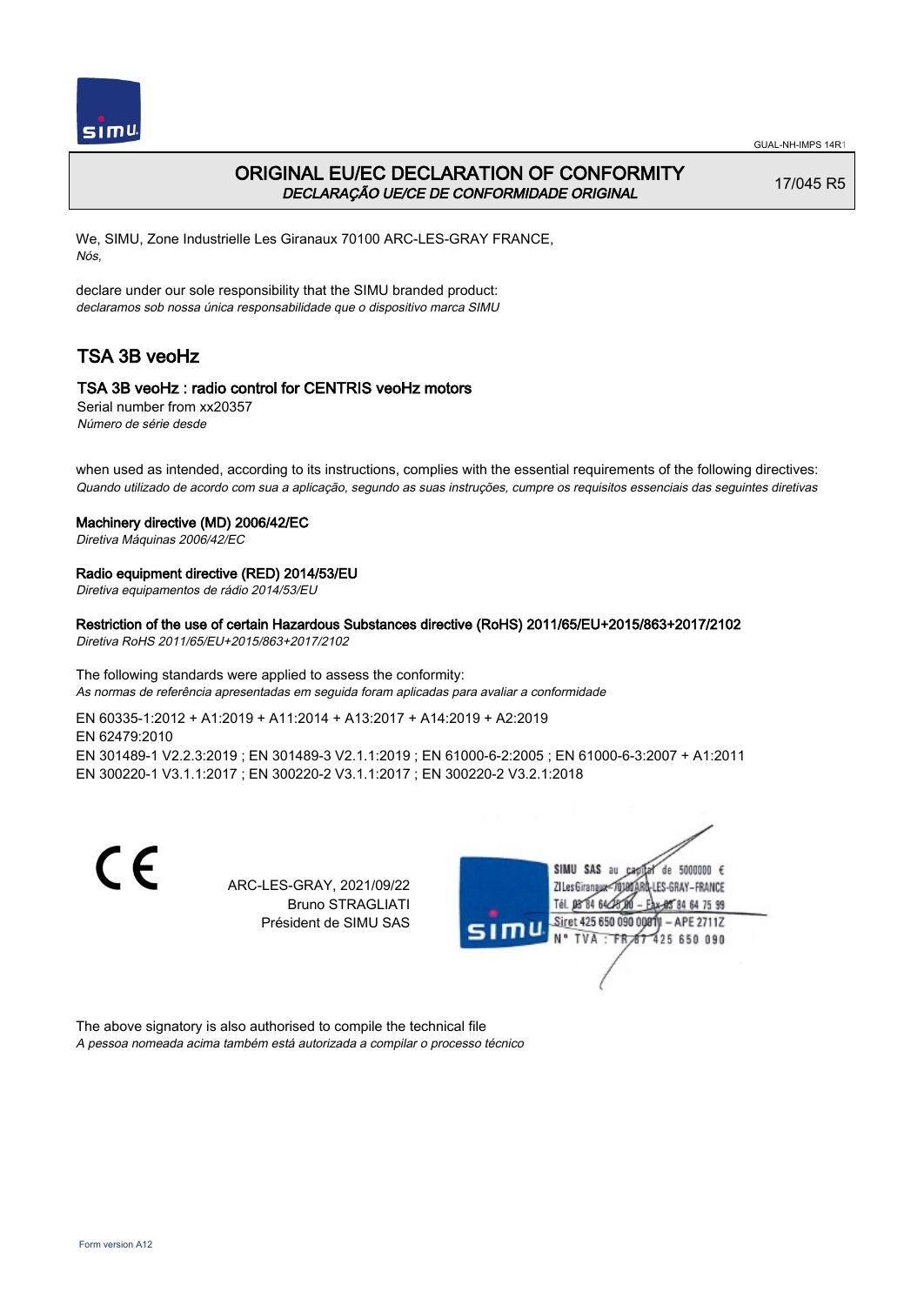GUAL-NH-IMPS 14R1

# ORIGINAL EU/EC DECLARATION OF CONFORMITY
*DECLARAÇÃO UE/CE DE CONFORMIDADE ORIGINAL*

17/045 R5

We, SIMU, Zone Industrielle Les Giranaux 70100 ARC-LES-GRAY FRANCE,
*Nós,*

declare under our sole responsibility that the SIMU branded product:
*declaramos sob nossa única responsabilidade que o dispositivo marca SIMU*

## TSA 3B veoHz

### TSA 3B veoHz : radio control for CENTRIS veoHz motors

Serial number from xx20357
*Número de série desde*

when used as intended, according to its instructions, complies with the essential requirements of the following directives:
*Quando utilizado de acordo com sua a aplicação, segundo as suas instruções, cumpre os requisitos essenciais das seguintes diretivas*

**Machinery directive (MD) 2006/42/EC**
*Diretiva Máquinas 2006/42/EC*

**Radio equipment directive (RED) 2014/53/EU**
*Diretiva equipamentos de rádio 2014/53/EU*

**Restriction of the use of certain Hazardous Substances directive (RoHS) 2011/65/EU+2015/863+2017/2102**
*Diretiva RoHS 2011/65/EU+2015/863+2017/2102*

The following standards were applied to assess the conformity:
*As normas de referência apresentadas em seguida foram aplicadas para avaliar a conformidade*

EN 60335-1:2012 + A1:2019 + A11:2014 + A13:2017 + A14:2019 + A2:2019
EN 62479:2010
EN 301489-1 V2.2.3:2019 ; EN 301489-3 V2.1.1:2019 ; EN 61000-6-2:2005 ; EN 61000-6-3:2007 + A1:2011
EN 300220-1 V3.1.1:2017 ; EN 300220-2 V3.1.1:2017 ; EN 300220-2 V3.2.1:2018

CE

ARC-LES-GRAY, 2021/09/22
Bruno STRAGLIATI
Président de SIMU SAS

SIMU SAS au capital de 5000000 €
ZI Les Giranaux 70100 ARC-LES-GRAY-FRANCE
Tél. 03 84 64 75 00 – Fax 03 84 64 75 99
Siret 425 650 090 00011 – APE 2711Z
N° TVA : FR 87 425 650 090

The above signatory is also authorised to compile the technical file
*A pessoa nomeada acima também está autorizada a compilar o processo técnico*

Form version A12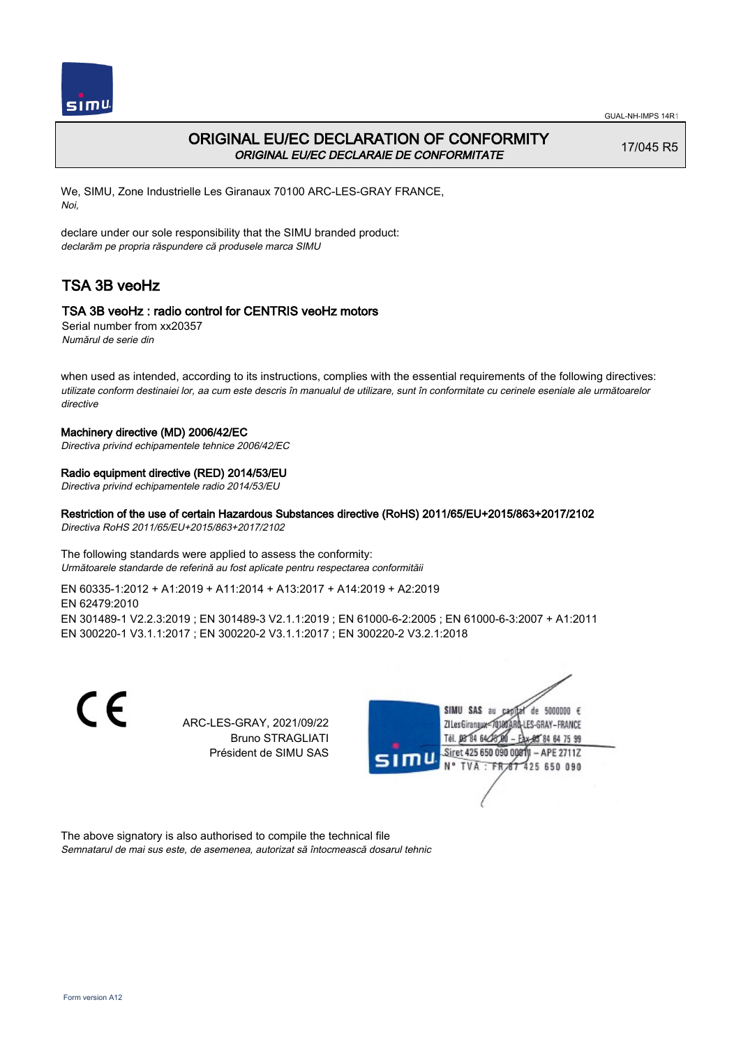GUAL-NH-IMPS 14R1

# ORIGINAL EU/EC DECLARATION OF CONFORMITY

*ORIGINAL EU/EC DECLARAIE DE CONFORMITATE*

17/045 R5

We, SIMU, Zone Industrielle Les Giranaux 70100 ARC-LES-GRAY FRANCE,
*Noi,*

declare under our sole responsibility that the SIMU branded product:
*declarăm pe propria răspundere că produsele marca SIMU*

## TSA 3B veoHz

### TSA 3B veoHz : radio control for CENTRIS veoHz motors

Serial number from xx20357
*Numărul de serie din*

when used as intended, according to its instructions, complies with the essential requirements of the following directives:
*utilizate conform destinaiei lor, aa cum este descris în manualul de utilizare, sunt în conformitate cu cerinele eseniale ale următoarelor directive*

**Machinery directive (MD) 2006/42/EC**
*Directiva privind echipamentele tehnice 2006/42/EC*

**Radio equipment directive (RED) 2014/53/EU**
*Directiva privind echipamentele radio 2014/53/EU*

**Restriction of the use of certain Hazardous Substances directive (RoHS) 2011/65/EU+2015/863+2017/2102**
*Directiva RoHS 2011/65/EU+2015/863+2017/2102*

The following standards were applied to assess the conformity:
*Următoarele standarde de referină au fost aplicate pentru respectarea conformităii*

EN 60335-1:2012 + A1:2019 + A11:2014 + A13:2017 + A14:2019 + A2:2019
EN 62479:2010
EN 301489-1 V2.2.3:2019 ; EN 301489-3 V2.1.1:2019 ; EN 61000-6-2:2005 ; EN 61000-6-3:2007 + A1:2011
EN 300220-1 V3.1.1:2017 ; EN 300220-2 V3.1.1:2017 ; EN 300220-2 V3.2.1:2018

CE

ARC-LES-GRAY, 2021/09/22
Bruno STRAGLIATI
Président de SIMU SAS

SIMU SAS au capital de 5000000 €
ZI Les Giranaux 70100 ARC-LES-GRAY-FRANCE
Tél. 03 84 64 75 00 – Fax 03 84 64 75 99
Siret 425 650 090 00011 – APE 2711Z
N° TVA : FR 87 425 650 090

The above signatory is also authorised to compile the technical file
*Semnatarul de mai sus este, de asemenea, autorizat să întocmească dosarul tehnic*

Form version A12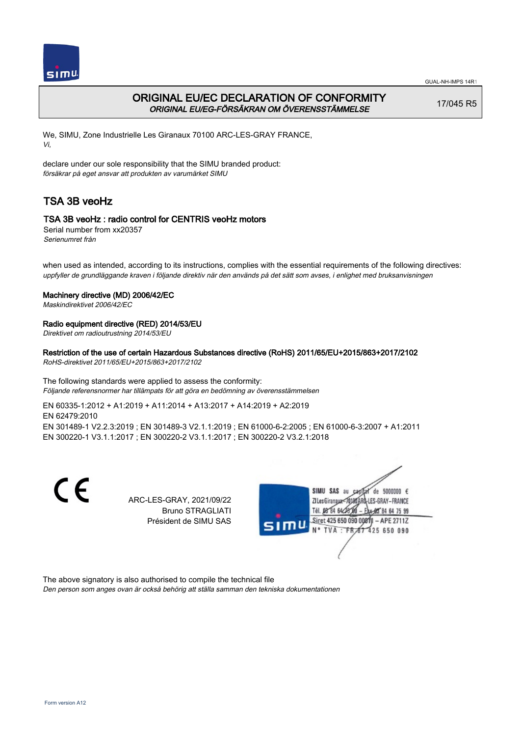GUAL-NH-IMPS 14R1

# ORIGINAL EU/EC DECLARATION OF CONFORMITY

*ORIGINAL EU/EG-FÖRSÄKRAN OM ÖVERENSSTÄMMELSE*

17/045 R5

We, SIMU, Zone Industrielle Les Giranaux 70100 ARC-LES-GRAY FRANCE,
*Vi,*

declare under our sole responsibility that the SIMU branded product:
*försäkrar på eget ansvar att produkten av varumärket SIMU*

## TSA 3B veoHz

### TSA 3B veoHz : radio control for CENTRIS veoHz motors

Serial number from xx20357
*Serienumret från*

when used as intended, according to its instructions, complies with the essential requirements of the following directives:
*uppfyller de grundläggande kraven i följande direktiv när den används på det sätt som avses, i enlighet med bruksanvisningen*

**Machinery directive (MD) 2006/42/EC**
*Maskindirektivet 2006/42/EC*

**Radio equipment directive (RED) 2014/53/EU**
*Direktivet om radioutrustning 2014/53/EU*

**Restriction of the use of certain Hazardous Substances directive (RoHS) 2011/65/EU+2015/863+2017/2102**
*RoHS-direktivet 2011/65/EU+2015/863+2017/2102*

The following standards were applied to assess the conformity:
*Följande referensnormer har tillämpats för att göra en bedömning av överensstämmelsen*

EN 60335-1:2012 + A1:2019 + A11:2014 + A13:2017 + A14:2019 + A2:2019
EN 62479:2010
EN 301489-1 V2.2.3:2019 ; EN 301489-3 V2.1.1:2019 ; EN 61000-6-2:2005 ; EN 61000-6-3:2007 + A1:2011
EN 300220-1 V3.1.1:2017 ; EN 300220-2 V3.1.1:2017 ; EN 300220-2 V3.2.1:2018

CE

ARC-LES-GRAY, 2021/09/22
Bruno STRAGLIATI
Président de SIMU SAS

SIMU SAS au capital de 5000000 €
ZI Les Giranaux 70100 ARC-LES-GRAY-FRANCE
Tél. 03 84 64 75 00 – Fax 03 84 64 75 99
Siret 425 650 090 00011 – APE 2711Z
N° TVA : FR 87 425 650 090

The above signatory is also authorised to compile the technical file
*Den person som anges ovan är också behörig att ställa samman den tekniska dokumentationen*

Form version A12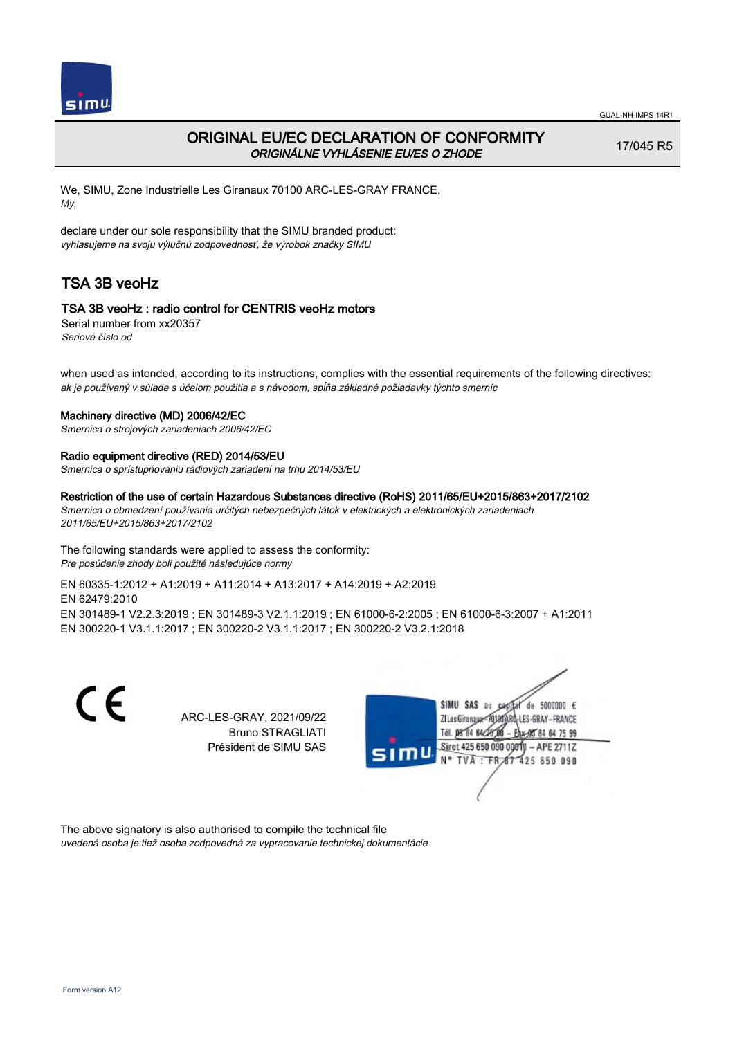GUAL-NH-IMPS 14R1

# ORIGINAL EU/EC DECLARATION OF CONFORMITY
*ORIGINÁLNE VYHLÁSENIE EU/ES O ZHODE*

17/045 R5

We, SIMU, Zone Industrielle Les Giranaux 70100 ARC-LES-GRAY FRANCE,
*My,*

declare under our sole responsibility that the SIMU branded product:
*vyhlasujeme na svoju výlučnú zodpovednosť, že výrobok značky SIMU*

## TSA 3B veoHz

### TSA 3B veoHz : radio control for CENTRIS veoHz motors

Serial number from xx20357
*Seriové číslo od*

when used as intended, according to its instructions, complies with the essential requirements of the following directives:
*ak je používaný v súlade s účelom použitia a s návodom, spĺňa základné požiadavky týchto smerníc*

**Machinery directive (MD) 2006/42/EC**
*Smernica o strojových zariadeniach 2006/42/EC*

**Radio equipment directive (RED) 2014/53/EU**
*Smernica o sprístupňovaniu rádiových zariadení na trhu 2014/53/EU*

**Restriction of the use of certain Hazardous Substances directive (RoHS) 2011/65/EU+2015/863+2017/2102**
*Smernica o obmedzení používania určitých nebezpečných látok v elektrických a elektronických zariadeniach 2011/65/EU+2015/863+2017/2102*

The following standards were applied to assess the conformity:
*Pre posúdenie zhody boli použité následujúce normy*

EN 60335-1:2012 + A1:2019 + A11:2014 + A13:2017 + A14:2019 + A2:2019
EN 62479:2010
EN 301489-1 V2.2.3:2019 ; EN 301489-3 V2.1.1:2019 ; EN 61000-6-2:2005 ; EN 61000-6-3:2007 + A1:2011
EN 300220-1 V3.1.1:2017 ; EN 300220-2 V3.1.1:2017 ; EN 300220-2 V3.2.1:2018

CE

ARC-LES-GRAY, 2021/09/22
Bruno STRAGLIATI
Président de SIMU SAS

SIMU SAS au capital de 5000000 €
ZI Les Giranaux 70100 ARC-LES-GRAY-FRANCE
Tél. 03 84 64 75 00 – Fax 03 84 64 75 99
Siret 425 650 090 00011 – APE 2711Z
N° TVA : FR 87 425 650 090

The above signatory is also authorised to compile the technical file
*uvedená osoba je tiež osoba zodpovedná za vypracovanie technickej dokumentácie*

Form version A12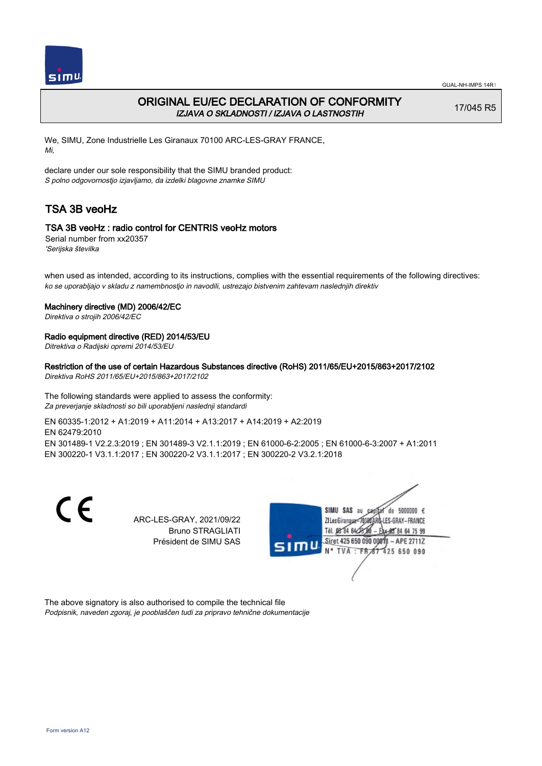# ORIGINAL EU/EC DECLARATION OF CONFORMITY

*IZJAVA O SKLADNOSTI / IZJAVA O LASTNOSTIH*

17/045 R5

We, SIMU, Zone Industrielle Les Giranaux 70100 ARC-LES-GRAY FRANCE,
*Mi,*

declare under our sole responsibility that the SIMU branded product:
*S polno odgovornostjo izjavljamo, da izdelki blagovne znamke SIMU*

## TSA 3B veoHz

### TSA 3B veoHz : radio control for CENTRIS veoHz motors

Serial number from xx20357
*'Serijska številka*

when used as intended, according to its instructions, complies with the essential requirements of the following directives:
*ko se uporabljajo v skladu z namembnostjo in navodili, ustrezajo bistvenim zahtevam naslednjih direktiv*

**Machinery directive (MD) 2006/42/EC**
*Direktiva o strojih 2006/42/EC*

**Radio equipment directive (RED) 2014/53/EU**
*Ditrektiva o Radijski opremi 2014/53/EU*

**Restriction of the use of certain Hazardous Substances directive (RoHS) 2011/65/EU+2015/863+2017/2102**
*Direktiva RoHS 2011/65/EU+2015/863+2017/2102*

The following standards were applied to assess the conformity:
*Za preverjanje skladnosti so bili uporabljeni naslednji standardi*

EN 60335-1:2012 + A1:2019 + A11:2014 + A13:2017 + A14:2019 + A2:2019
EN 62479:2010
EN 301489-1 V2.2.3:2019 ; EN 301489-3 V2.1.1:2019 ; EN 61000-6-2:2005 ; EN 61000-6-3:2007 + A1:2011
EN 300220-1 V3.1.1:2017 ; EN 300220-2 V3.1.1:2017 ; EN 300220-2 V3.2.1:2018

CE

ARC-LES-GRAY, 2021/09/22
Bruno STRAGLIATI
Président de SIMU SAS

SIMU SAS au capital de 5000000 €
ZI Les Giranaux 70100 ARC-LES-GRAY-FRANCE
Tél. 03 84 64 75 00 – Fax 03 84 64 75 99
Siret 425 650 090 00811 – APE 2711Z
N° TVA : FR 87 425 650 090

The above signatory is also authorised to compile the technical file
*Podpisnik, naveden zgoraj, je pooblaščen tudi za pripravo tehnične dokumentacije*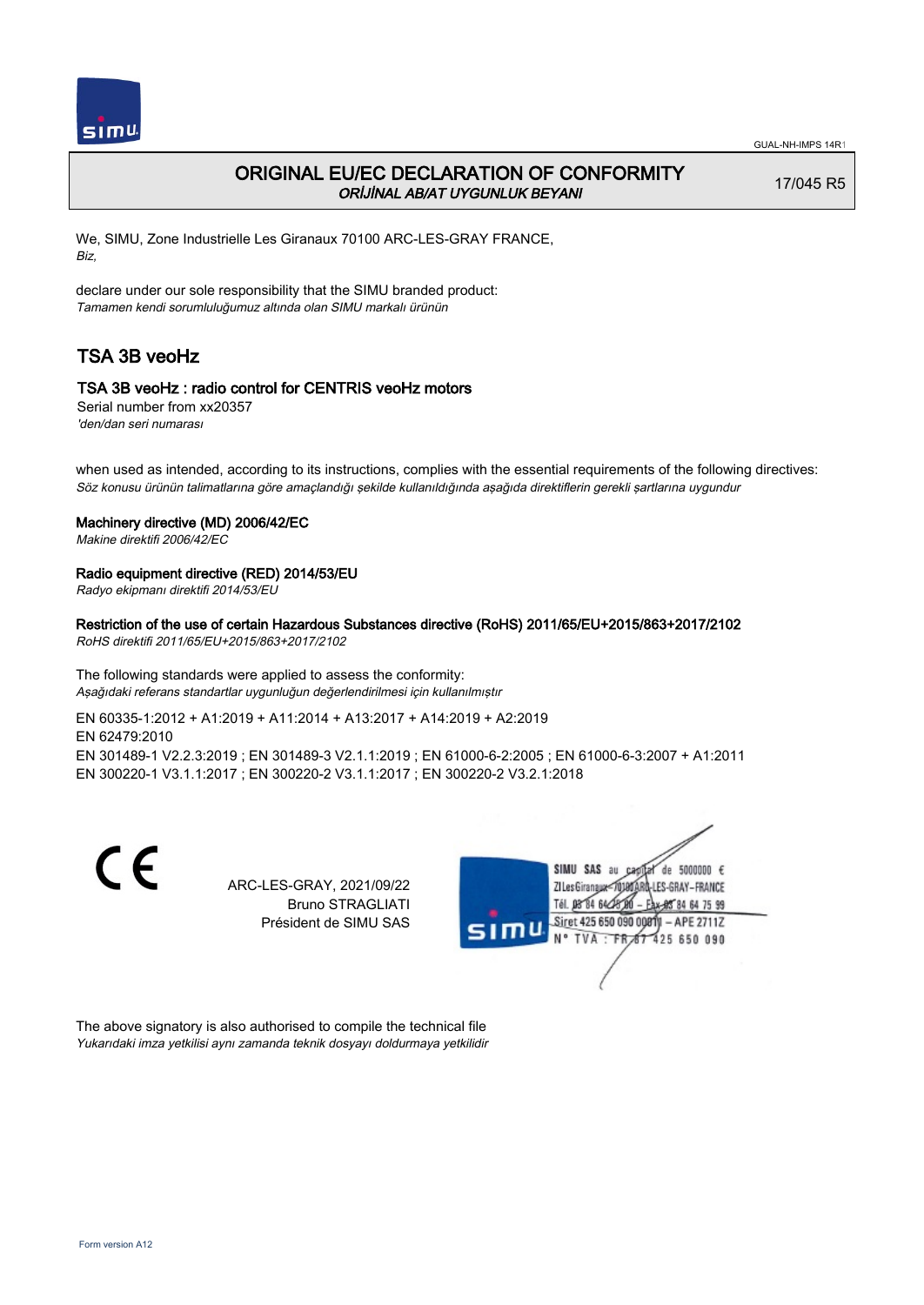# ORIGINAL EU/EC DECLARATION OF CONFORMITY

*ORİJİNAL AB/AT UYGUNLUK BEYANI*

17/045 R5

We, SIMU, Zone Industrielle Les Giranaux 70100 ARC-LES-GRAY FRANCE,
*Biz,*

declare under our sole responsibility that the SIMU branded product:
*Tamamen kendi sorumluluğumuz altında olan SIMU markalı ürünün*

## TSA 3B veoHz

### TSA 3B veoHz : radio control for CENTRIS veoHz motors

Serial number from xx20357
*'den/dan seri numarası*

when used as intended, according to its instructions, complies with the essential requirements of the following directives:
*Söz konusu ürünün talimatlarına göre amaçlandığı şekilde kullanıldığında aşağıda direktiflerin gerekli şartlarına uygundur*

**Machinery directive (MD) 2006/42/EC**
*Makine direktifi 2006/42/EC*

**Radio equipment directive (RED) 2014/53/EU**
*Radyo ekipmanı direktifi 2014/53/EU*

**Restriction of the use of certain Hazardous Substances directive (RoHS) 2011/65/EU+2015/863+2017/2102**
*RoHS direktifi 2011/65/EU+2015/863+2017/2102*

The following standards were applied to assess the conformity:
*Aşağıdaki referans standartlar uygunluğun değerlendirilmesi için kullanılmıştır*

EN 60335-1:2012 + A1:2019 + A11:2014 + A13:2017 + A14:2019 + A2:2019
EN 62479:2010
EN 301489-1 V2.2.3:2019 ; EN 301489-3 V2.1.1:2019 ; EN 61000-6-2:2005 ; EN 61000-6-3:2007 + A1:2011
EN 300220-1 V3.1.1:2017 ; EN 300220-2 V3.1.1:2017 ; EN 300220-2 V3.2.1:2018

CE

ARC-LES-GRAY, 2021/09/22
Bruno STRAGLIATI
Président de SIMU SAS

SIMU SAS au capital de 5000000 €
ZI Les Giranaux 70100 ARC-LES-GRAY-FRANCE
Tél. 03 84 64 75 00 – Fax 03 84 64 75 99
Siret 425 650 090 00011 – APE 2711Z
N° TVA : FR 67 425 650 090

The above signatory is also authorised to compile the technical file
*Yukarıdaki imza yetkilisi aynı zamanda teknik dosyayı doldurmaya yetkilidir*